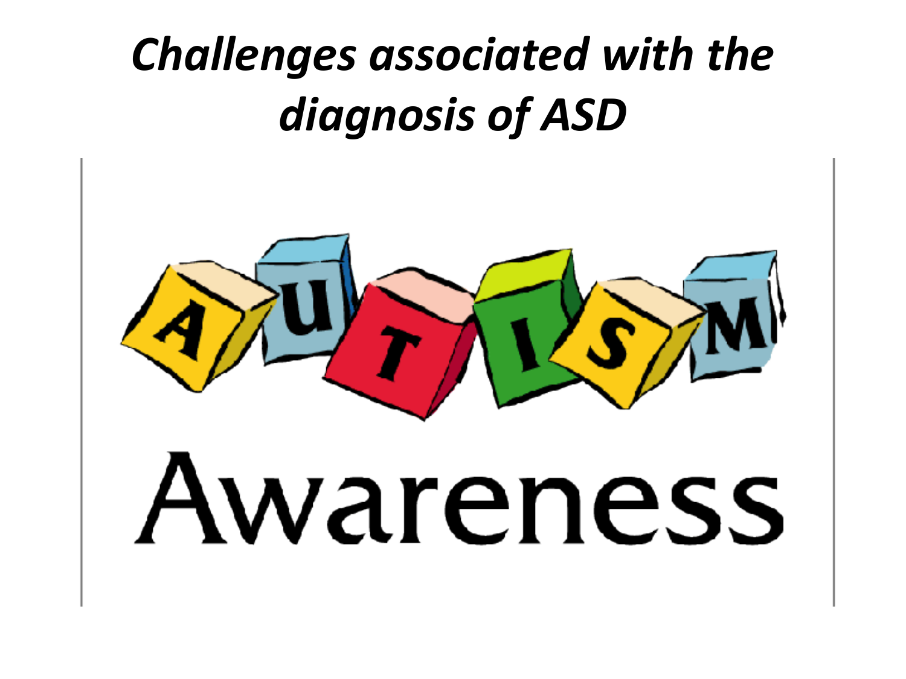# *Challenges associated with the diagnosis of ASD*

AUTISM

Awareness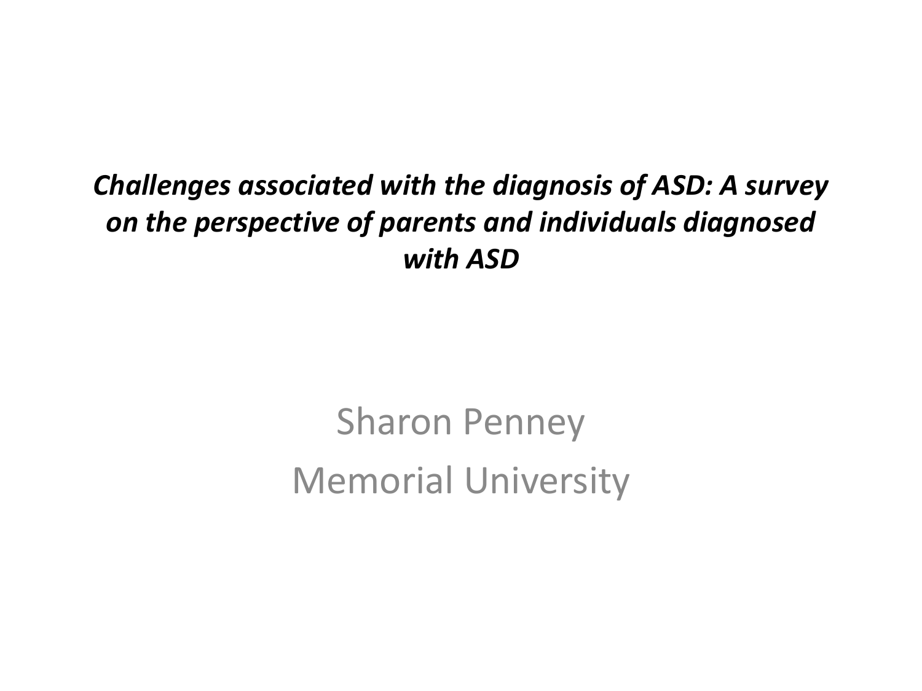# *Challenges associated with the diagnosis of ASD: A survey on the perspective of parents and individuals diagnosed with ASD*

Sharon Penney

Memorial University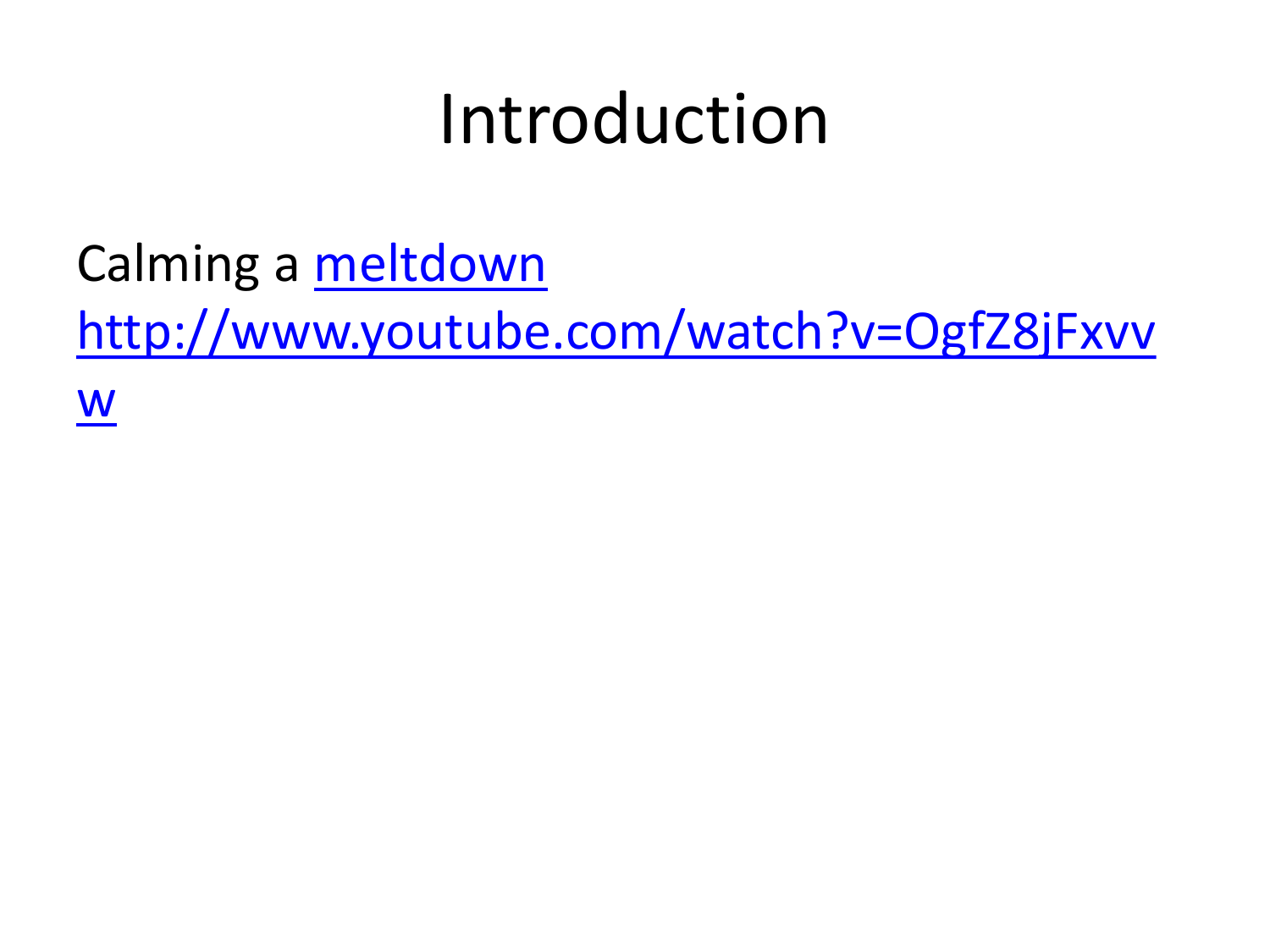# Introduction

Calming a meltdown
http://www.youtube.com/watch?v=OgfZ8jFxvvw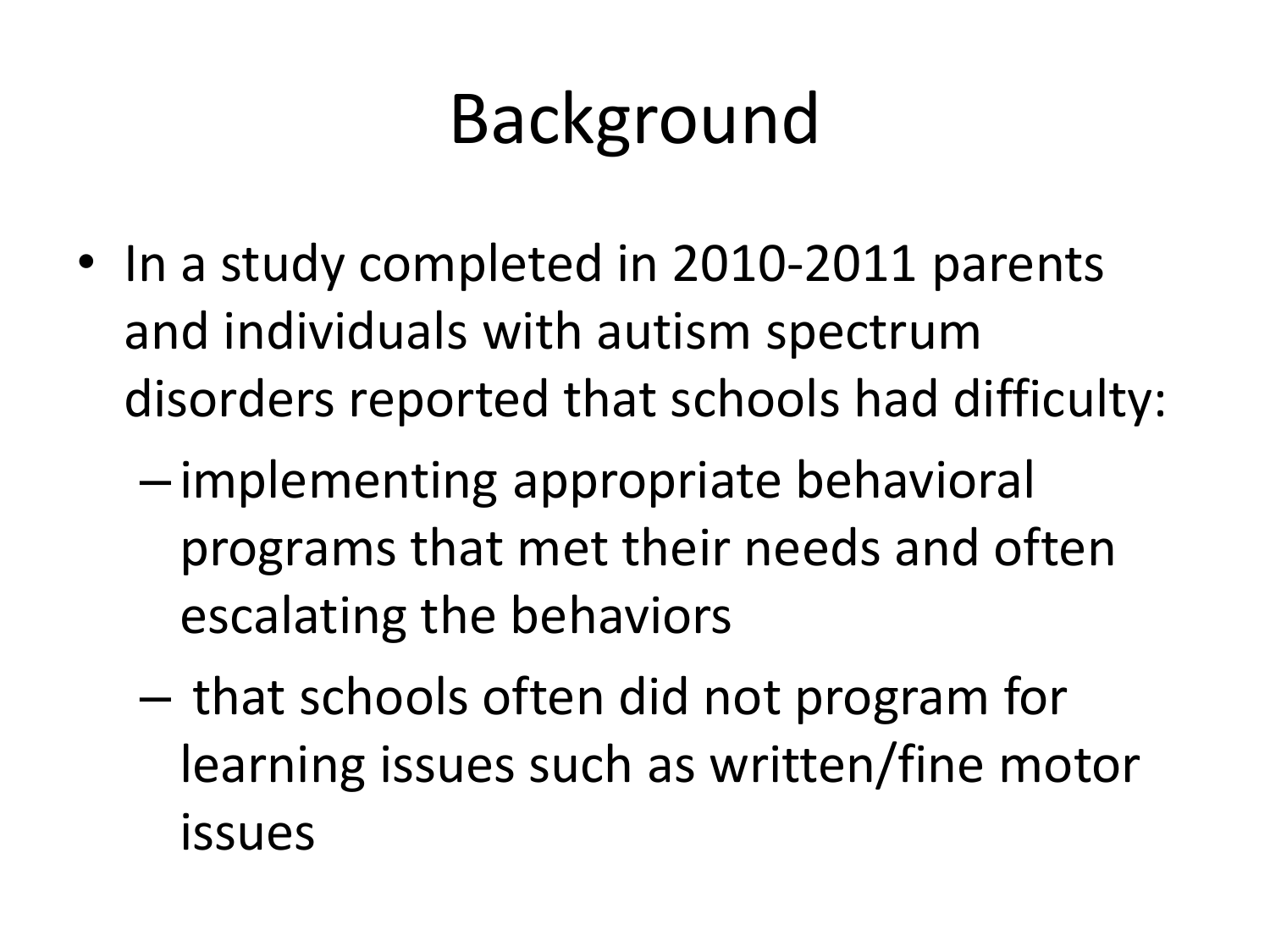# Background

- In a study completed in 2010-2011 parents and individuals with autism spectrum disorders reported that schools had difficulty:
  - implementing appropriate behavioral programs that met their needs and often escalating the behaviors
  - that schools often did not program for learning issues such as written/fine motor issues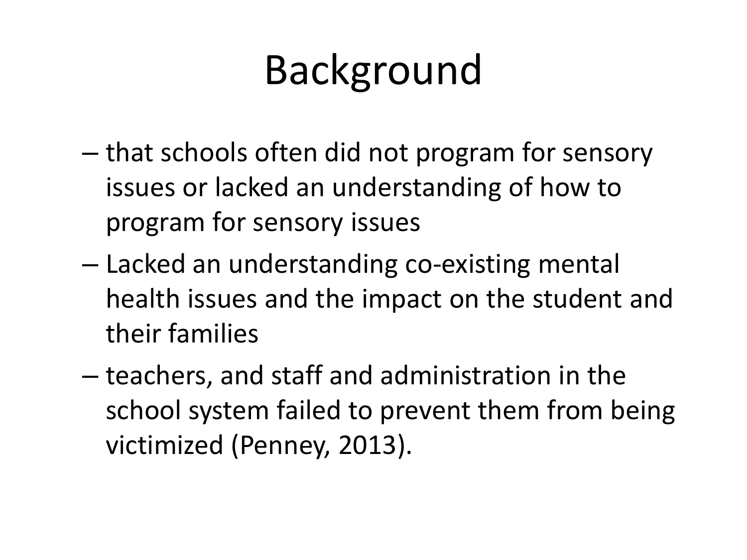# Background

- that schools often did not program for sensory issues or lacked an understanding of how to program for sensory issues
- Lacked an understanding co-existing mental health issues and the impact on the student and their families
- teachers, and staff and administration in the school system failed to prevent them from being victimized (Penney, 2013).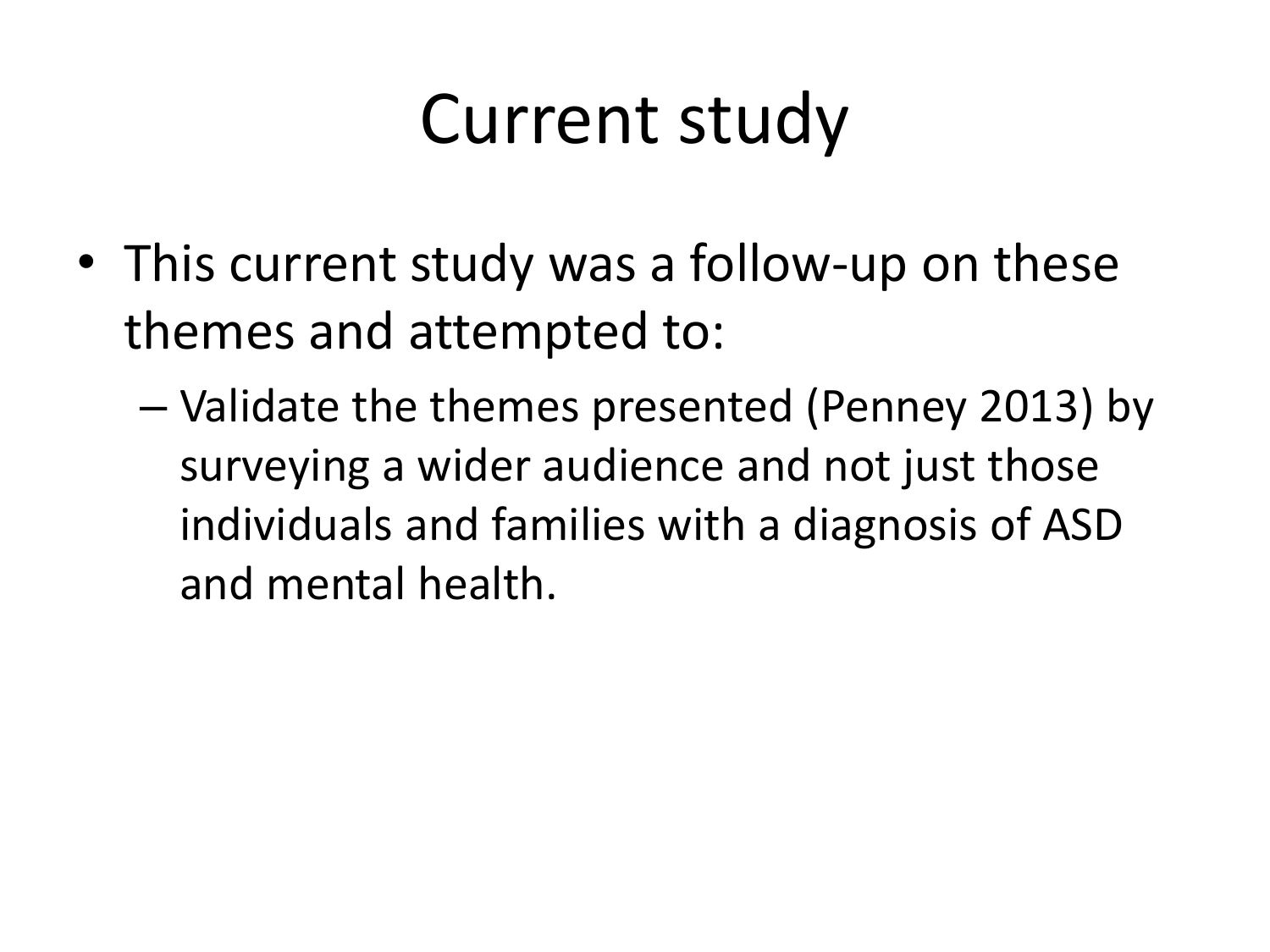# Current study

- This current study was a follow-up on these themes and attempted to:
  - Validate the themes presented (Penney 2013) by surveying a wider audience and not just those individuals and families with a diagnosis of ASD and mental health.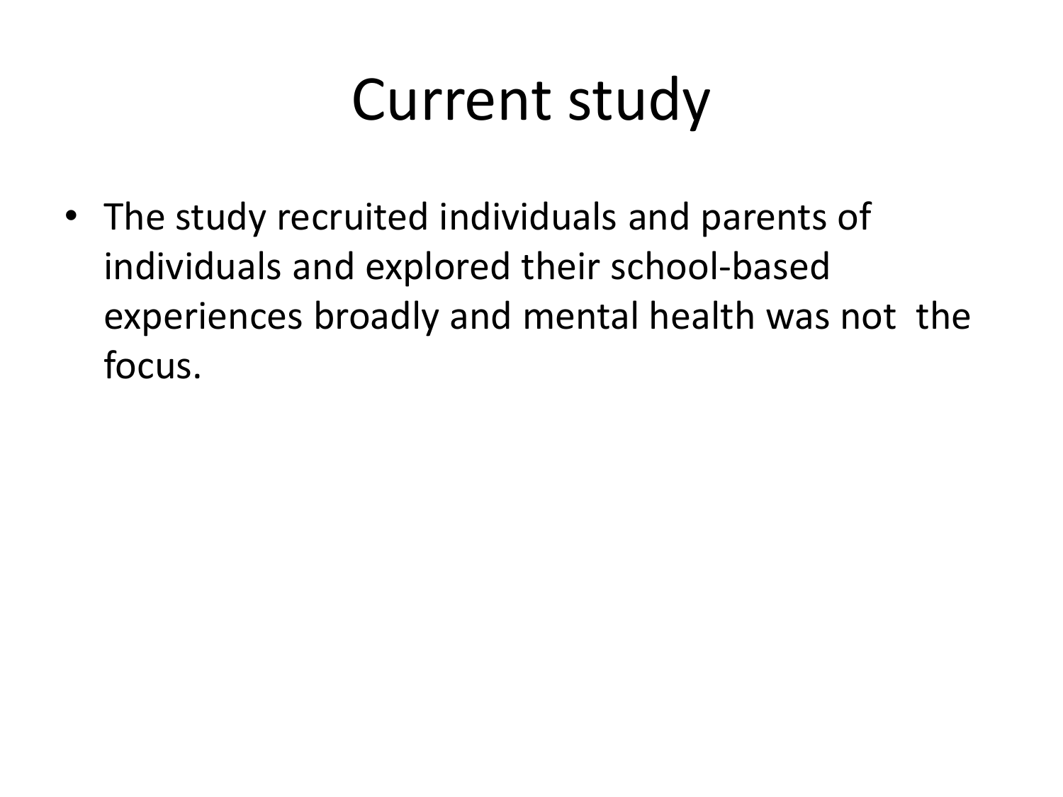# Current study

- The study recruited individuals and parents of individuals and explored their school-based experiences broadly and mental health was not the focus.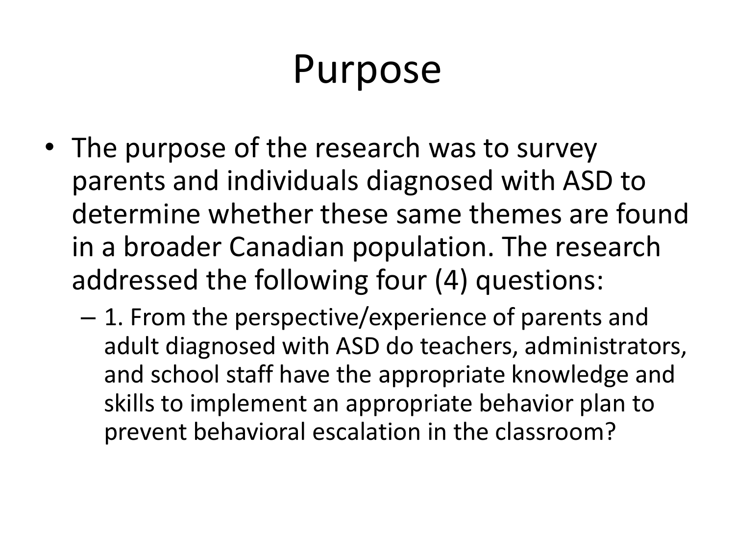# Purpose

- The purpose of the research was to survey parents and individuals diagnosed with ASD to determine whether these same themes are found in a broader Canadian population. The research addressed the following four (4) questions:
  - 1. From the perspective/experience of parents and adult diagnosed with ASD do teachers, administrators, and school staff have the appropriate knowledge and skills to implement an appropriate behavior plan to prevent behavioral escalation in the classroom?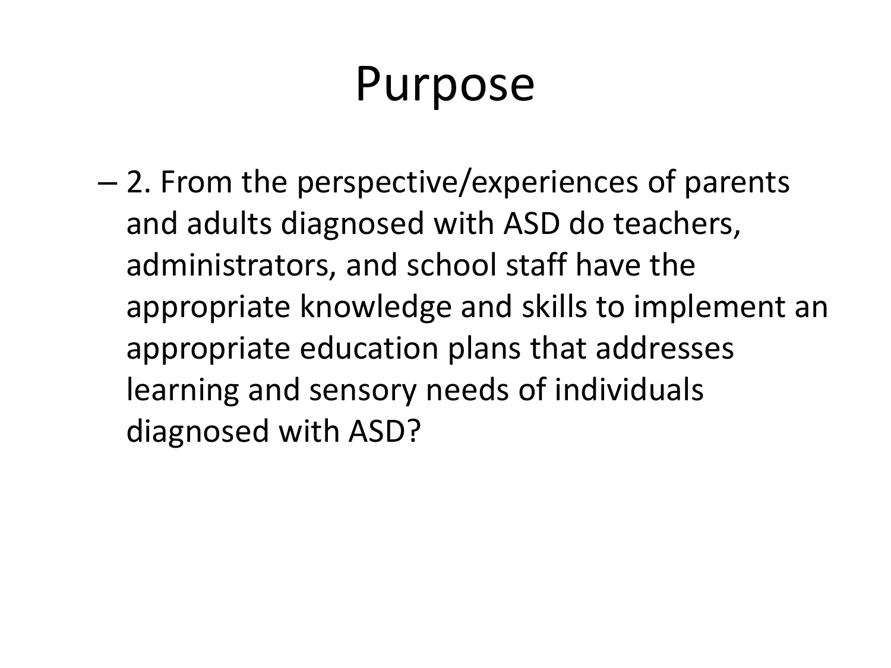# Purpose

– 2. From the perspective/experiences of parents and adults diagnosed with ASD do teachers, administrators, and school staff have the appropriate knowledge and skills to implement an appropriate education plans that addresses learning and sensory needs of individuals diagnosed with ASD?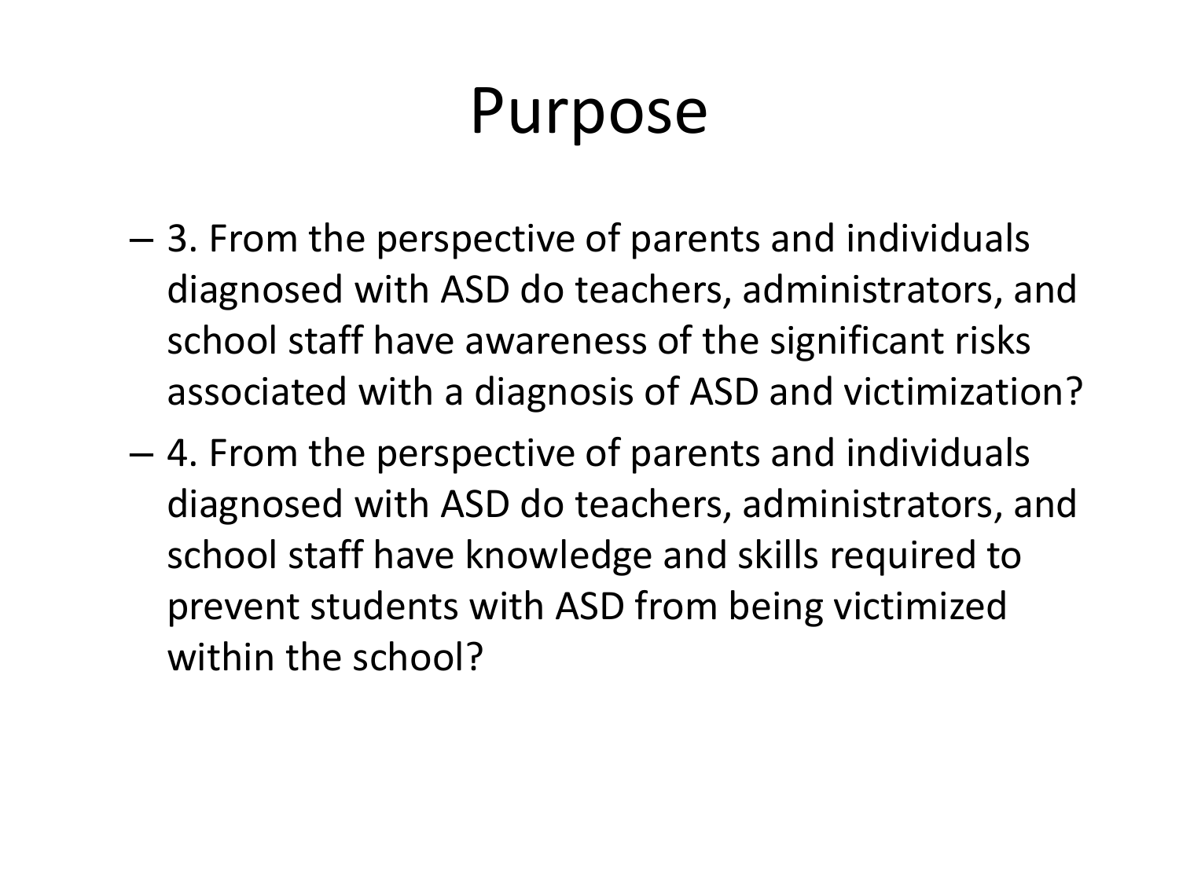# Purpose

- 3. From the perspective of parents and individuals diagnosed with ASD do teachers, administrators, and school staff have awareness of the significant risks associated with a diagnosis of ASD and victimization?
- 4. From the perspective of parents and individuals diagnosed with ASD do teachers, administrators, and school staff have knowledge and skills required to prevent students with ASD from being victimized within the school?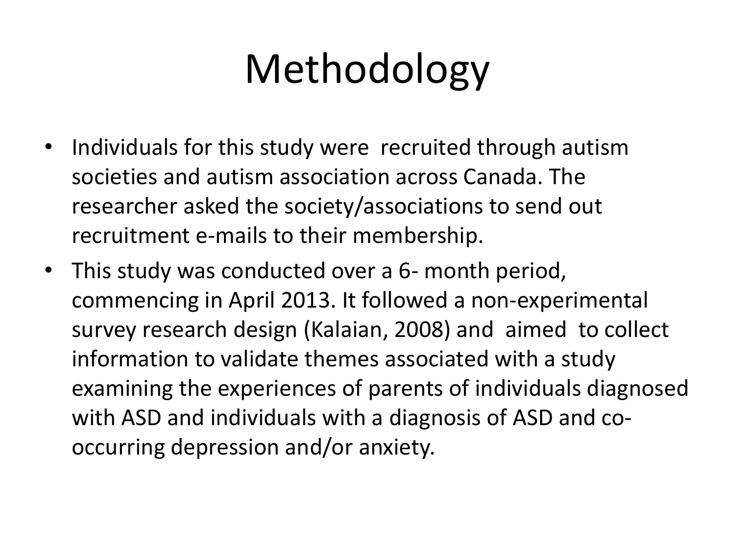# Methodology

- Individuals for this study were recruited through autism societies and autism association across Canada. The researcher asked the society/associations to send out recruitment e-mails to their membership.
- This study was conducted over a 6- month period, commencing in April 2013. It followed a non-experimental survey research design (Kalaian, 2008) and aimed to collect information to validate themes associated with a study examining the experiences of parents of individuals diagnosed with ASD and individuals with a diagnosis of ASD and co-occurring depression and/or anxiety.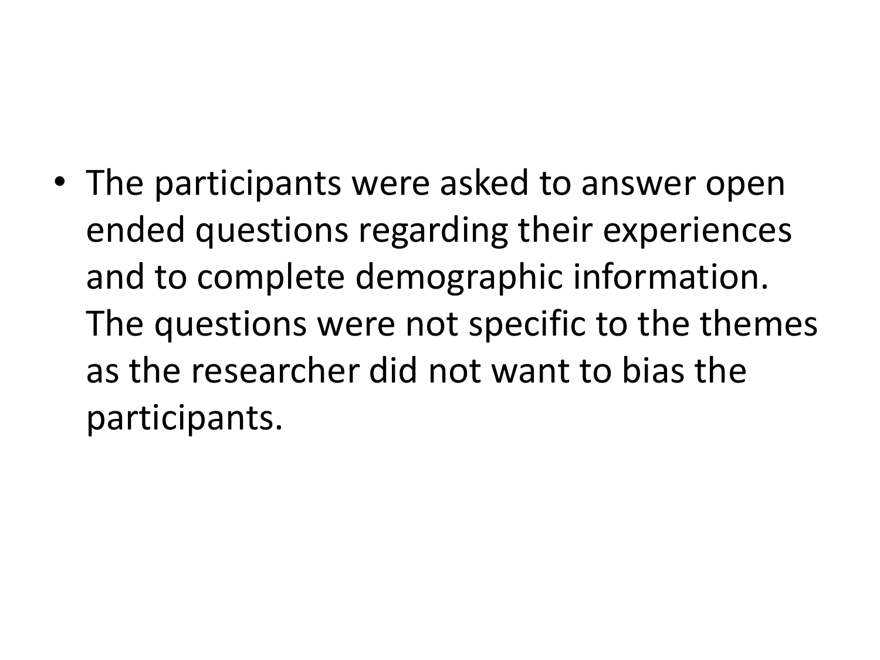- The participants were asked to answer open ended questions regarding their experiences and to complete demographic information. The questions were not specific to the themes as the researcher did not want to bias the participants.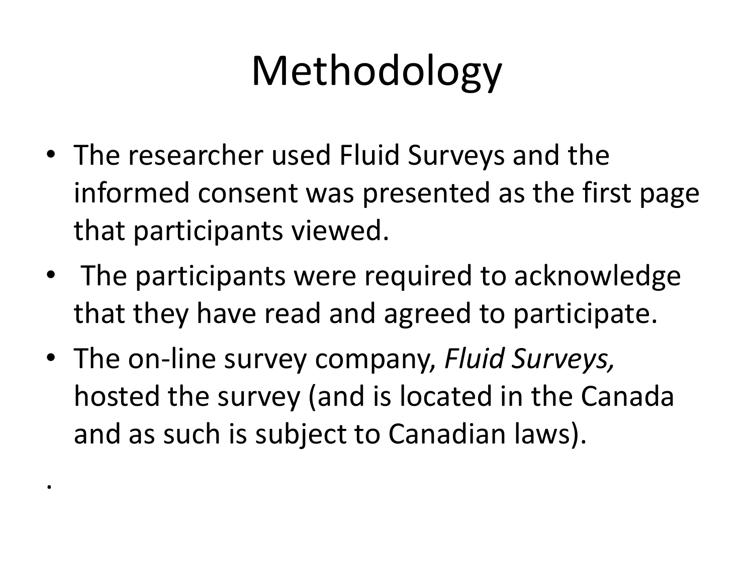# Methodology

- The researcher used Fluid Surveys and the informed consent was presented as the first page that participants viewed.
- The participants were required to acknowledge that they have read and agreed to participate.
- The on-line survey company, *Fluid Surveys,* hosted the survey (and is located in the Canada and as such is subject to Canadian laws).

.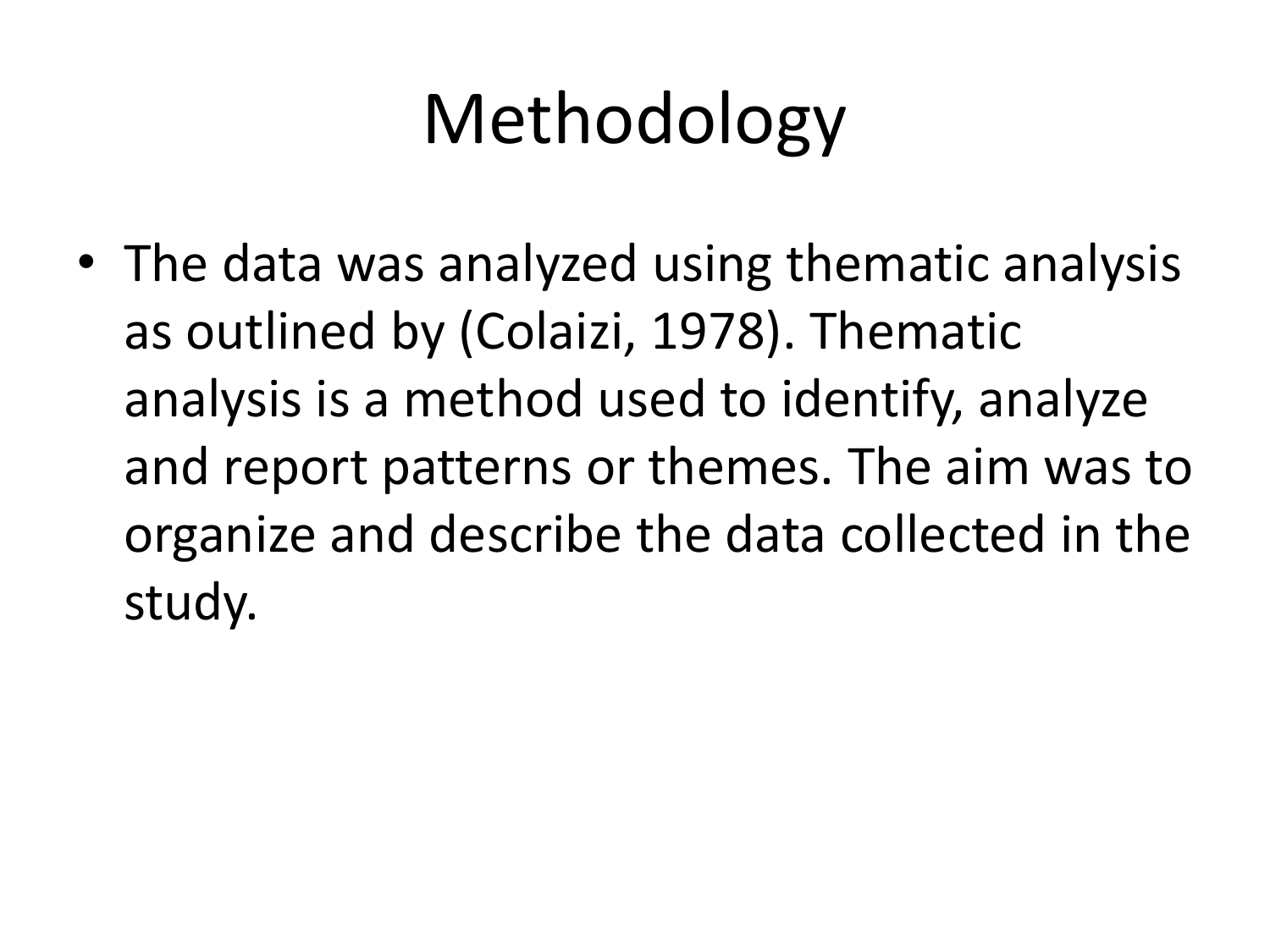# Methodology

- The data was analyzed using thematic analysis as outlined by (Colaizi, 1978). Thematic analysis is a method used to identify, analyze and report patterns or themes. The aim was to organize and describe the data collected in the study.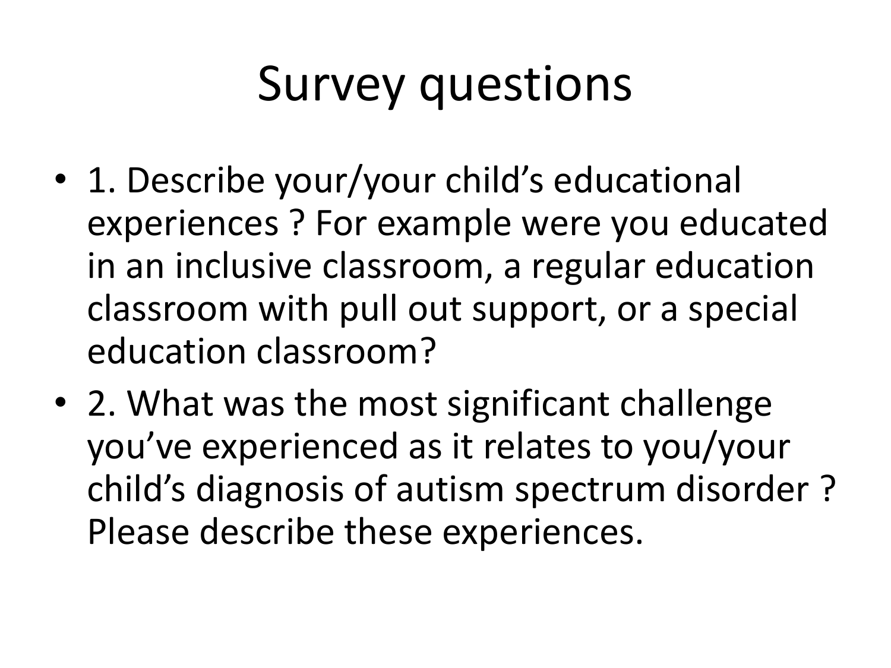# Survey questions

- 1. Describe your/your child's educational experiences ? For example were you educated in an inclusive classroom, a regular education classroom with pull out support, or a special education classroom?
- 2. What was the most significant challenge you've experienced as it relates to you/your child's diagnosis of autism spectrum disorder ? Please describe these experiences.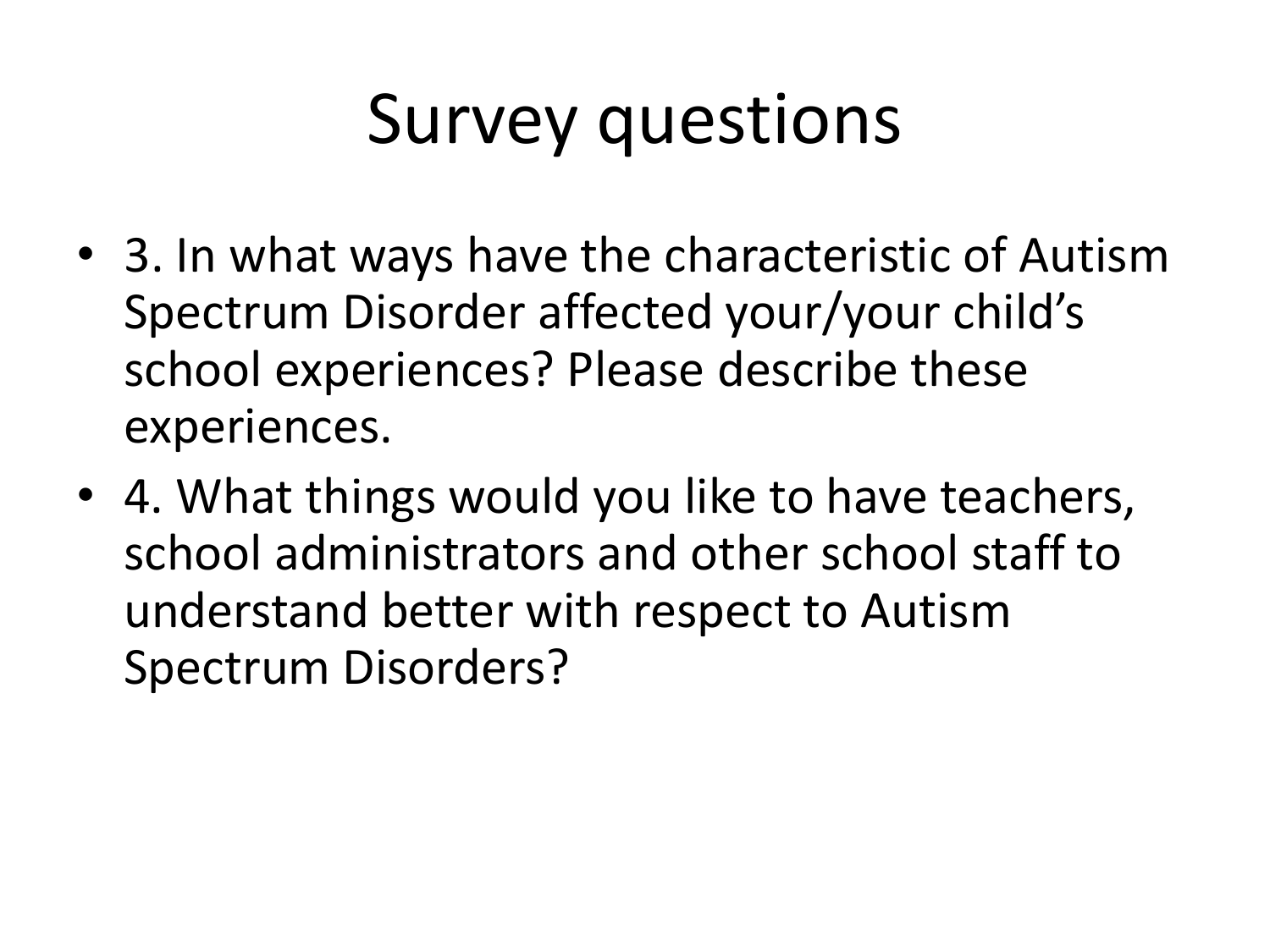# Survey questions

- 3. In what ways have the characteristic of Autism Spectrum Disorder affected your/your child's school experiences? Please describe these experiences.
- 4. What things would you like to have teachers, school administrators and other school staff to understand better with respect to Autism Spectrum Disorders?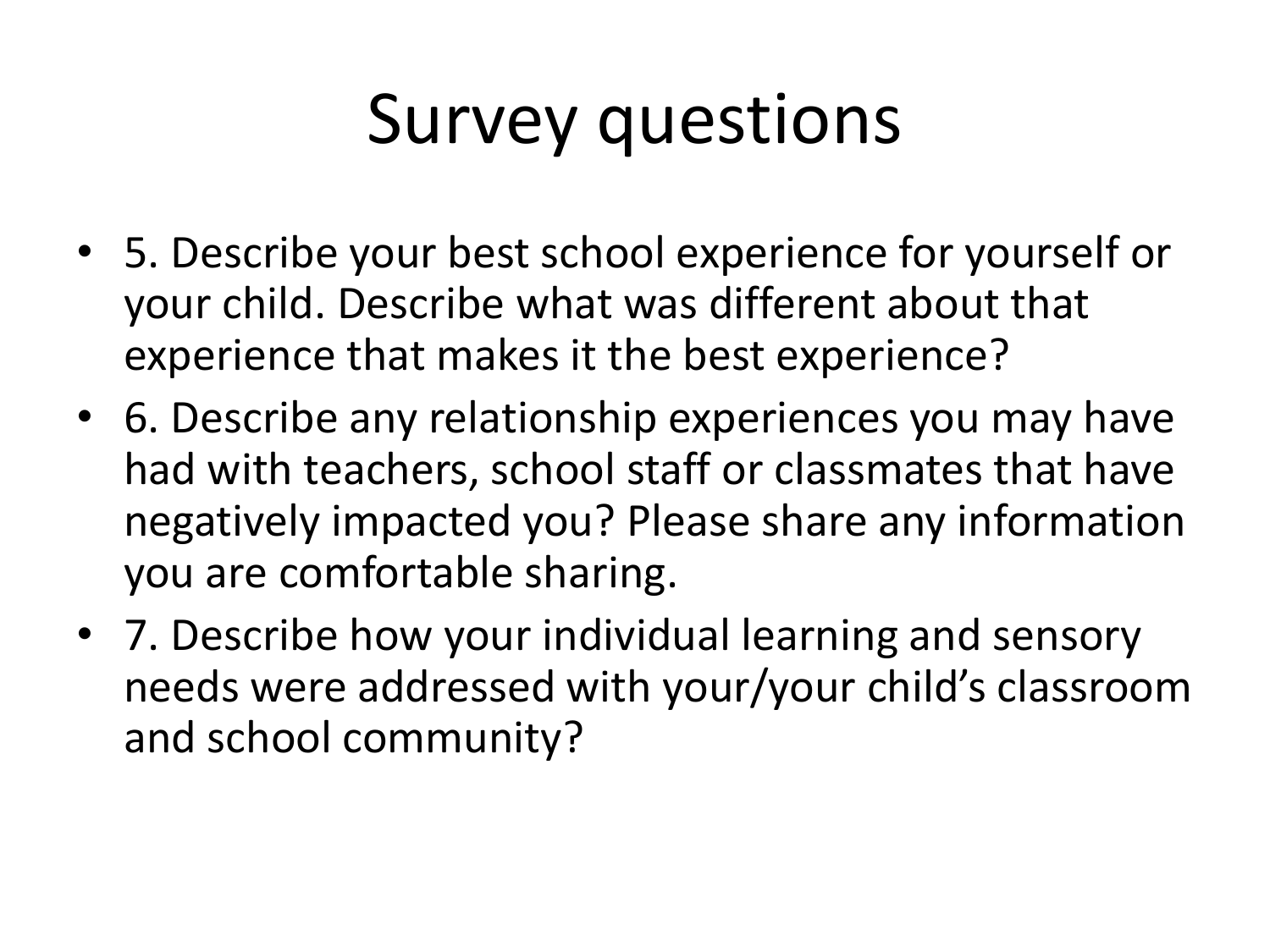# Survey questions

- 5. Describe your best school experience for yourself or your child. Describe what was different about that experience that makes it the best experience?
- 6. Describe any relationship experiences you may have had with teachers, school staff or classmates that have negatively impacted you? Please share any information you are comfortable sharing.
- 7. Describe how your individual learning and sensory needs were addressed with your/your child's classroom and school community?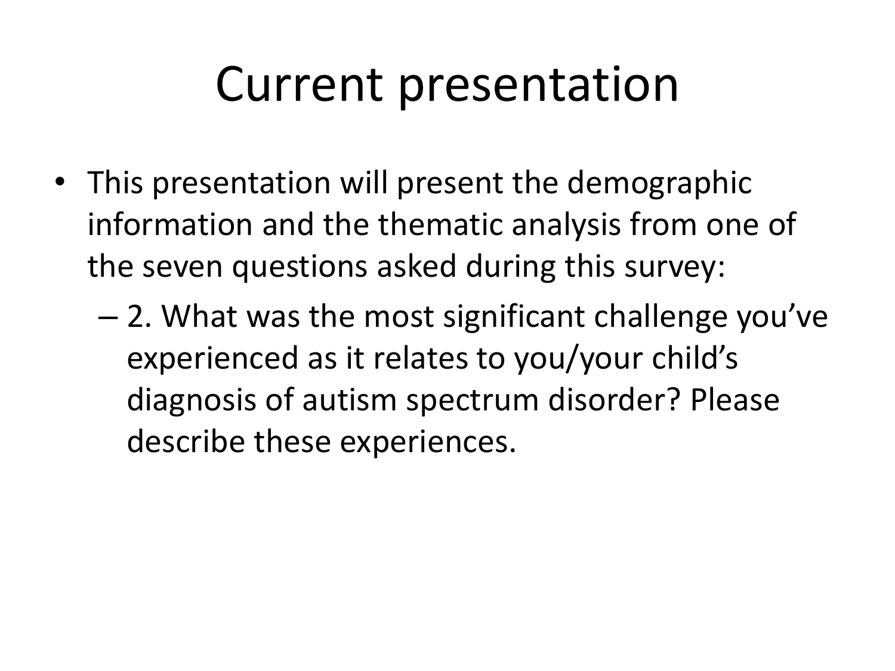# Current presentation

- This presentation will present the demographic information and the thematic analysis from one of the seven questions asked during this survey:
  - 2. What was the most significant challenge you've experienced as it relates to you/your child's diagnosis of autism spectrum disorder? Please describe these experiences.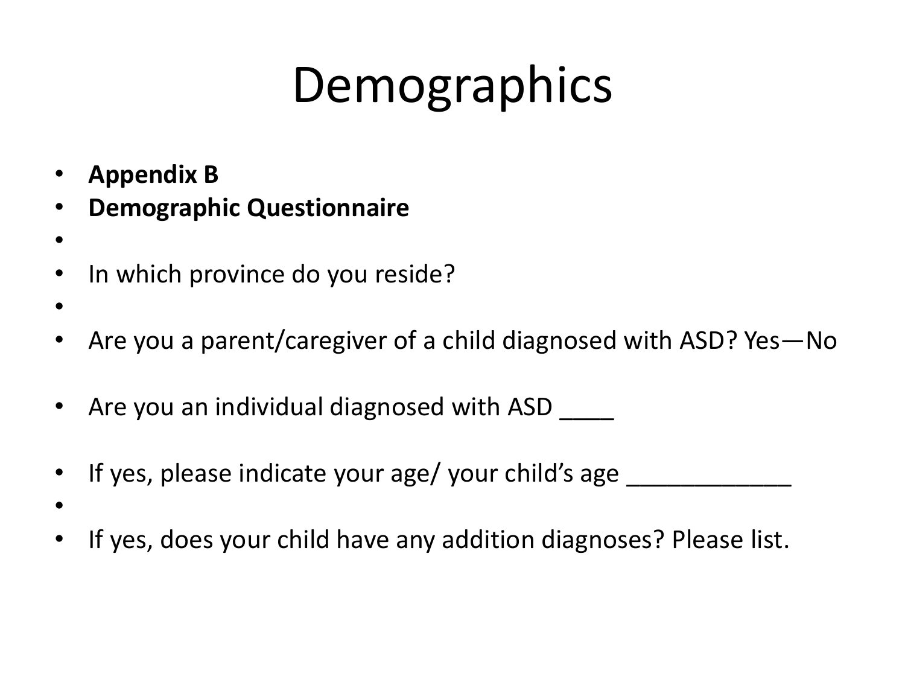# Demographics

- **Appendix B**
- **Demographic Questionnaire**
- 
- In which province do you reside?
- 
- Are you a parent/caregiver of a child diagnosed with ASD? Yes—No
- Are you an individual diagnosed with ASD ____
- If yes, please indicate your age/ your child's age ____________
- 
- If yes, does your child have any addition diagnoses? Please list.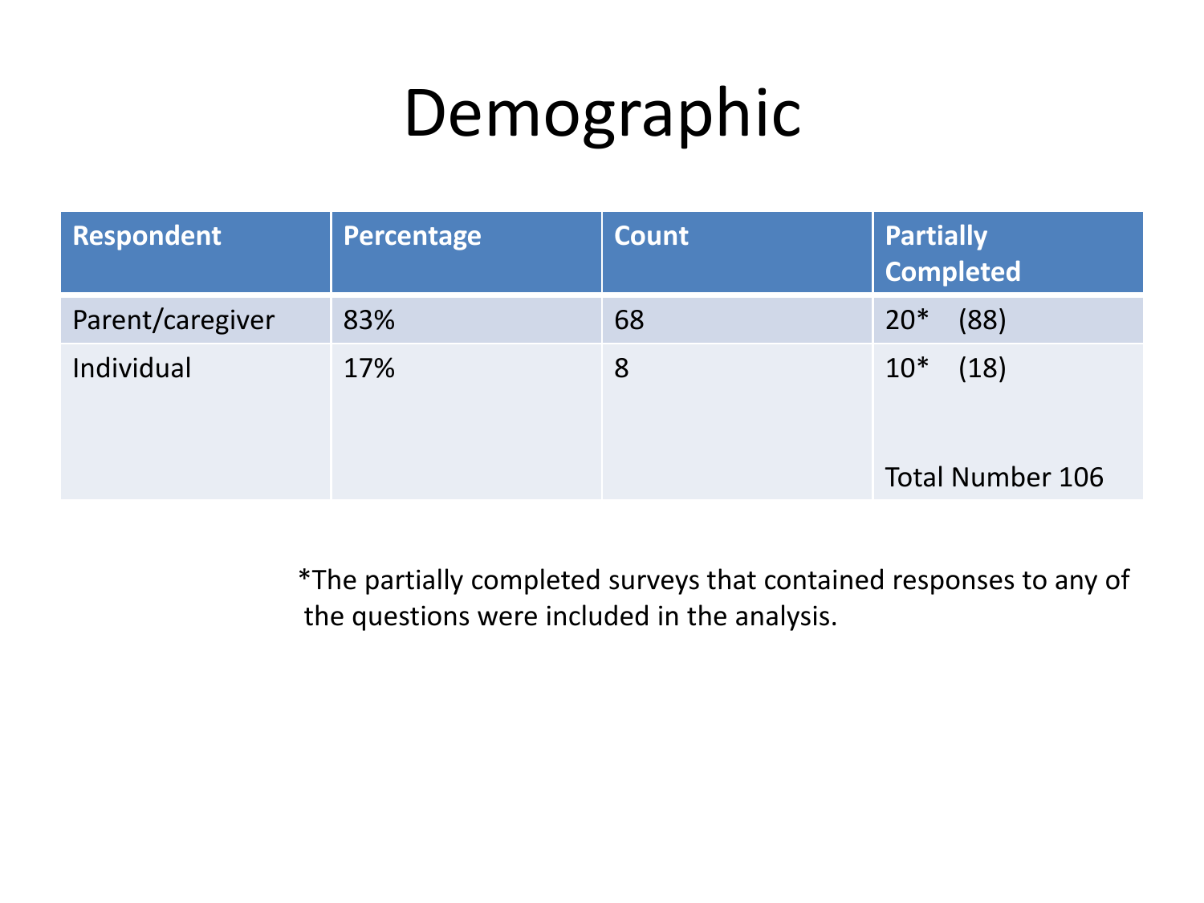# Demographic

| Respondent | Percentage | Count | Partially Completed |
| --- | --- | --- | --- |
| Parent/caregiver | 83% | 68 | 20* (88) |
| Individual | 17% | 8 | 10* (18)<br><br>Total Number 106 |

*The partially completed surveys that contained responses to any of the questions were included in the analysis.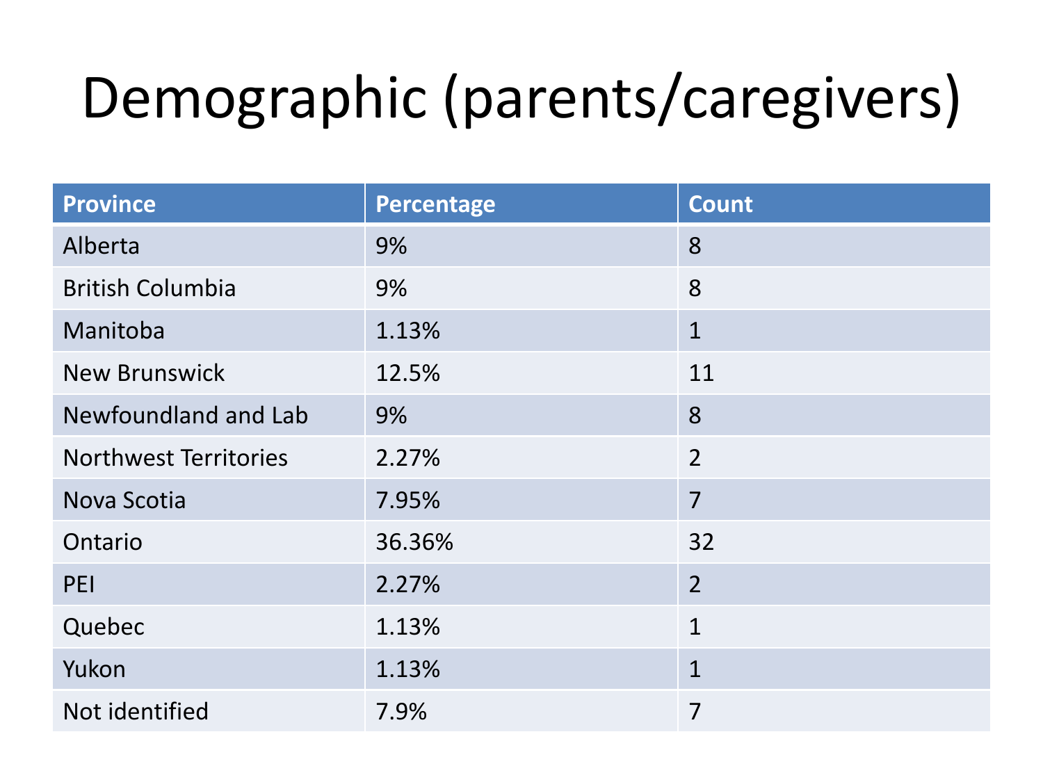# Demographic (parents/caregivers)

| Province | Percentage | Count |
|---|---|---|
| Alberta | 9% | 8 |
| British Columbia | 9% | 8 |
| Manitoba | 1.13% | 1 |
| New Brunswick | 12.5% | 11 |
| Newfoundland and Lab | 9% | 8 |
| Northwest Territories | 2.27% | 2 |
| Nova Scotia | 7.95% | 7 |
| Ontario | 36.36% | 32 |
| PEI | 2.27% | 2 |
| Quebec | 1.13% | 1 |
| Yukon | 1.13% | 1 |
| Not identified | 7.9% | 7 |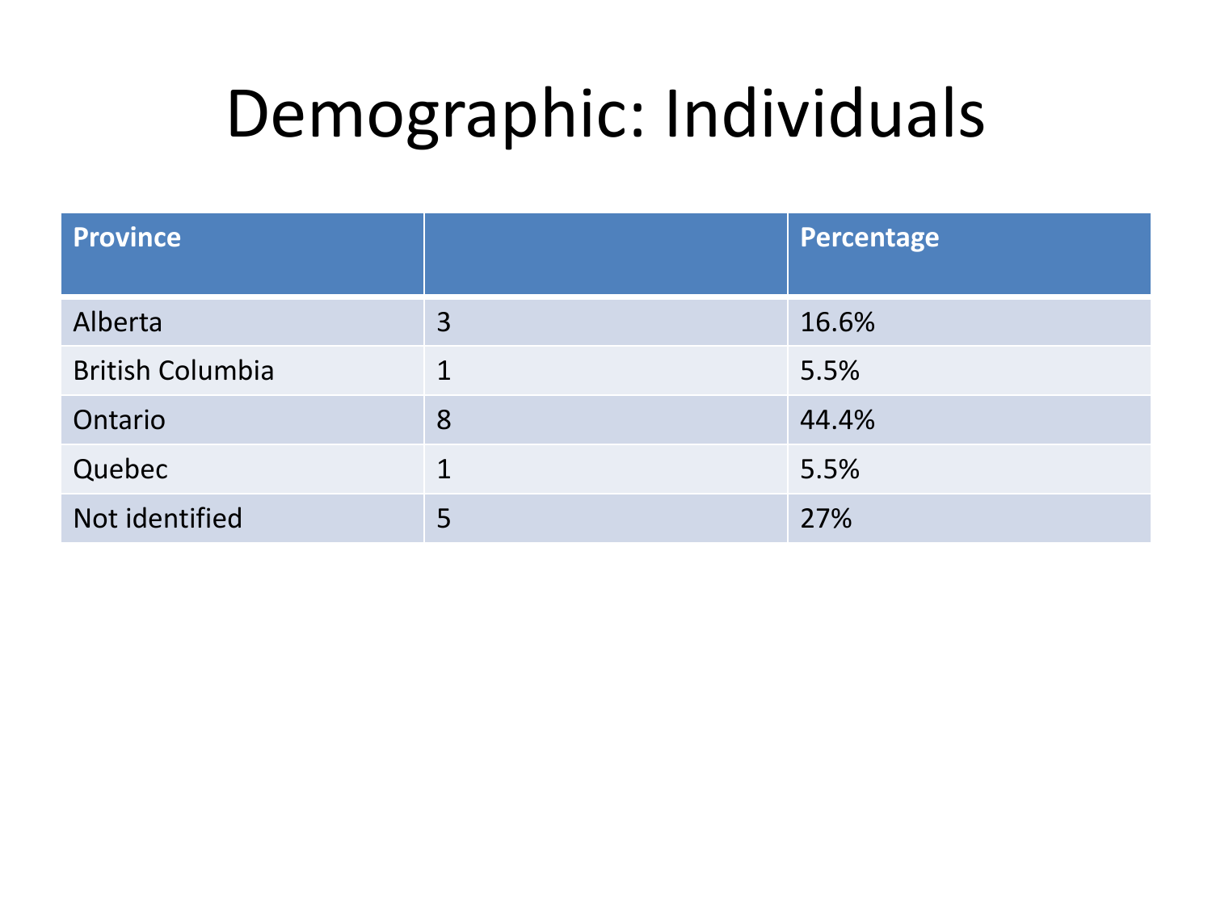# Demographic: Individuals

| Province | | Percentage |
|---|---|---|
| Alberta | 3 | 16.6% |
| British Columbia | 1 | 5.5% |
| Ontario | 8 | 44.4% |
| Quebec | 1 | 5.5% |
| Not identified | 5 | 27% |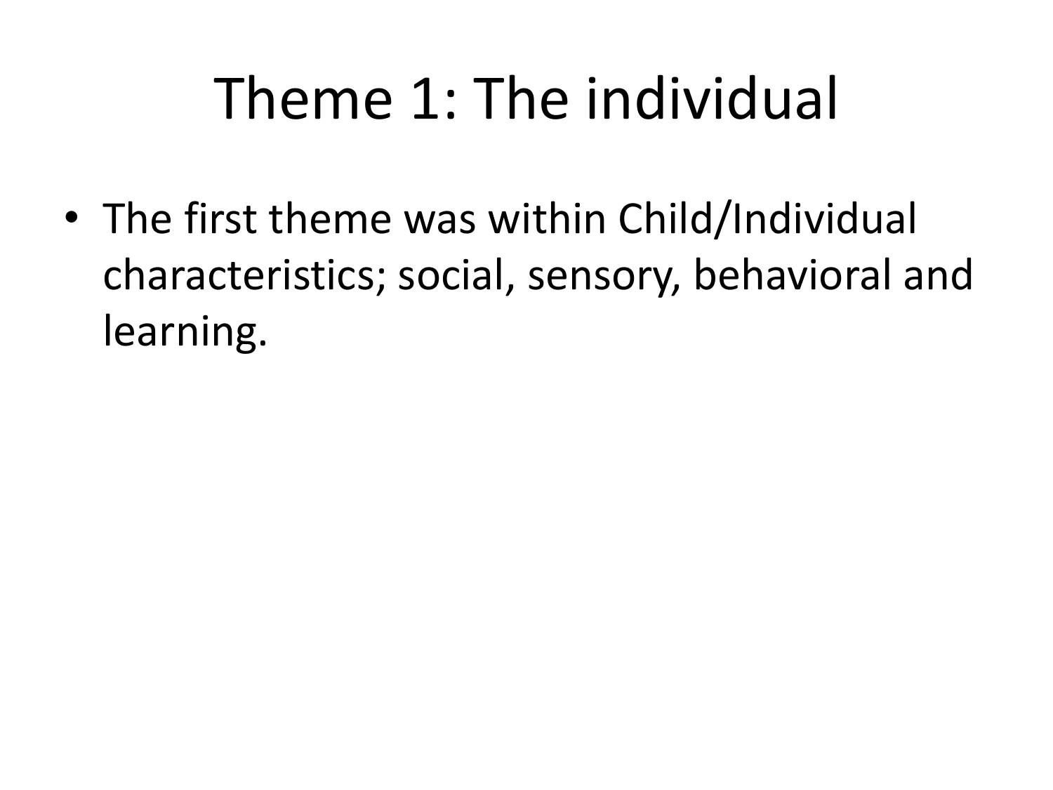# Theme 1: The individual

- The first theme was within Child/Individual characteristics; social, sensory, behavioral and learning.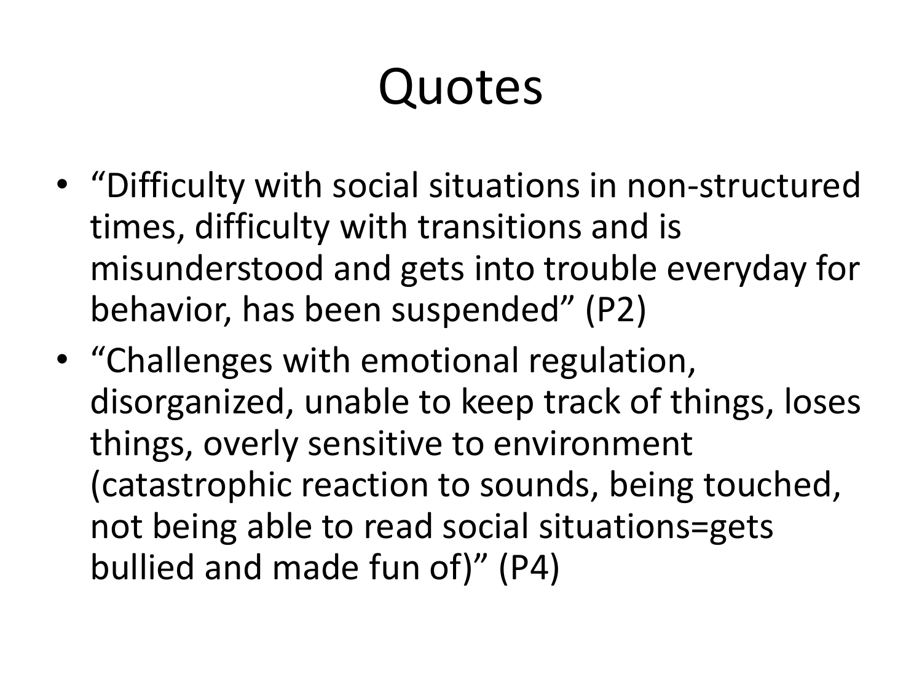# Quotes

- "Difficulty with social situations in non-structured times, difficulty with transitions and is misunderstood and gets into trouble everyday for behavior, has been suspended" (P2)
- "Challenges with emotional regulation, disorganized, unable to keep track of things, loses things, overly sensitive to environment (catastrophic reaction to sounds, being touched, not being able to read social situations=gets bullied and made fun of)" (P4)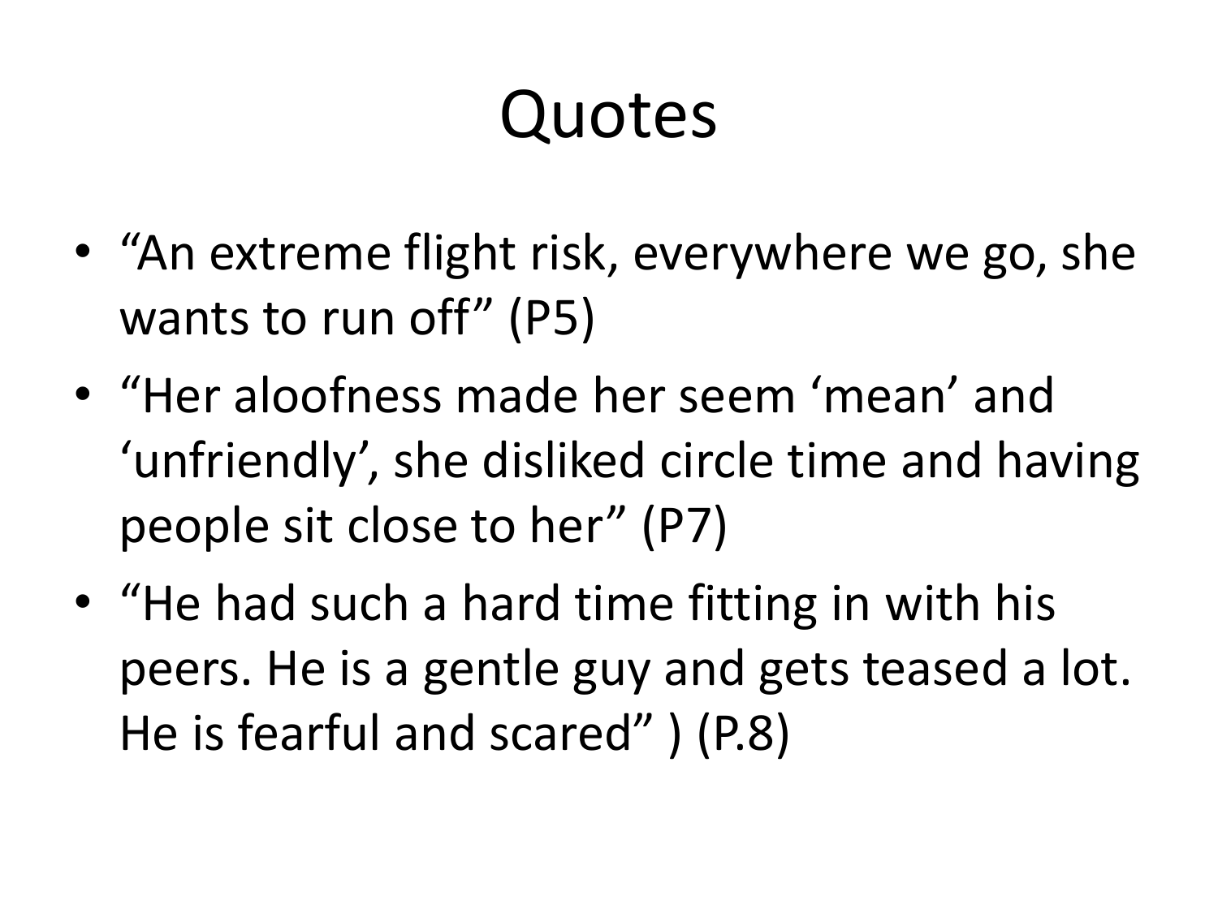# Quotes

- “An extreme flight risk, everywhere we go, she wants to run off” (P5)
- “Her aloofness made her seem ‘mean’ and ‘unfriendly’, she disliked circle time and having people sit close to her” (P7)
- “He had such a hard time fitting in with his peers. He is a gentle guy and gets teased a lot. He is fearful and scared” ) (P.8)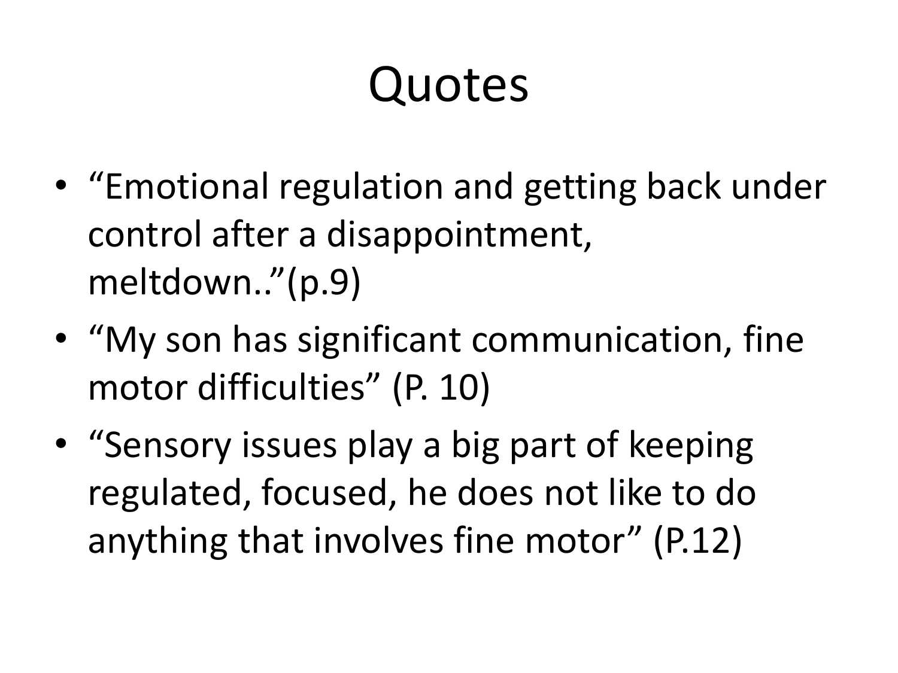# Quotes

- “Emotional regulation and getting back under control after a disappointment, meltdown..”(p.9)
- “My son has significant communication, fine motor difficulties” (P. 10)
- “Sensory issues play a big part of keeping regulated, focused, he does not like to do anything that involves fine motor” (P.12)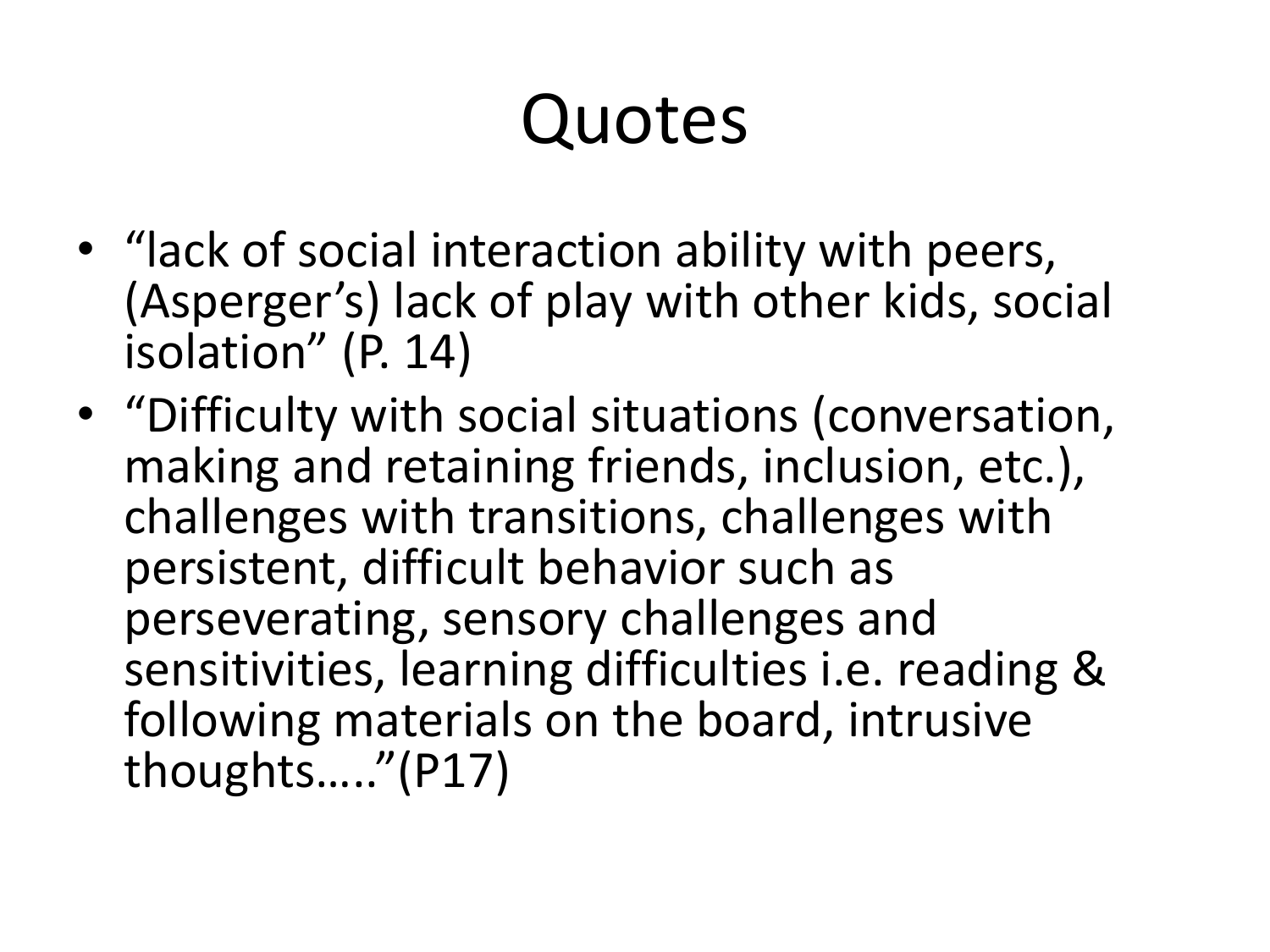# Quotes

- “lack of social interaction ability with peers, (Asperger’s) lack of play with other kids, social isolation” (P. 14)
- “Difficulty with social situations (conversation, making and retaining friends, inclusion, etc.), challenges with transitions, challenges with persistent, difficult behavior such as perseverating, sensory challenges and sensitivities, learning difficulties i.e. reading & following materials on the board, intrusive thoughts…..”(P17)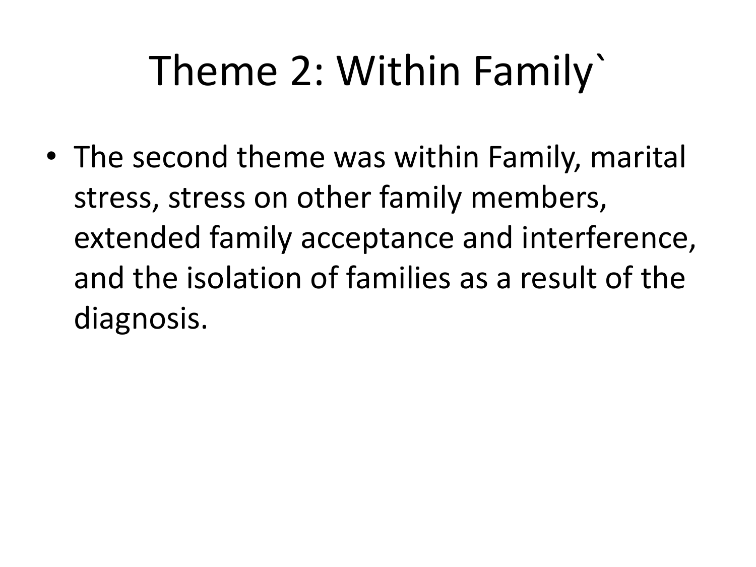# Theme 2: Within Family`

- The second theme was within Family, marital stress, stress on other family members, extended family acceptance and interference, and the isolation of families as a result of the diagnosis.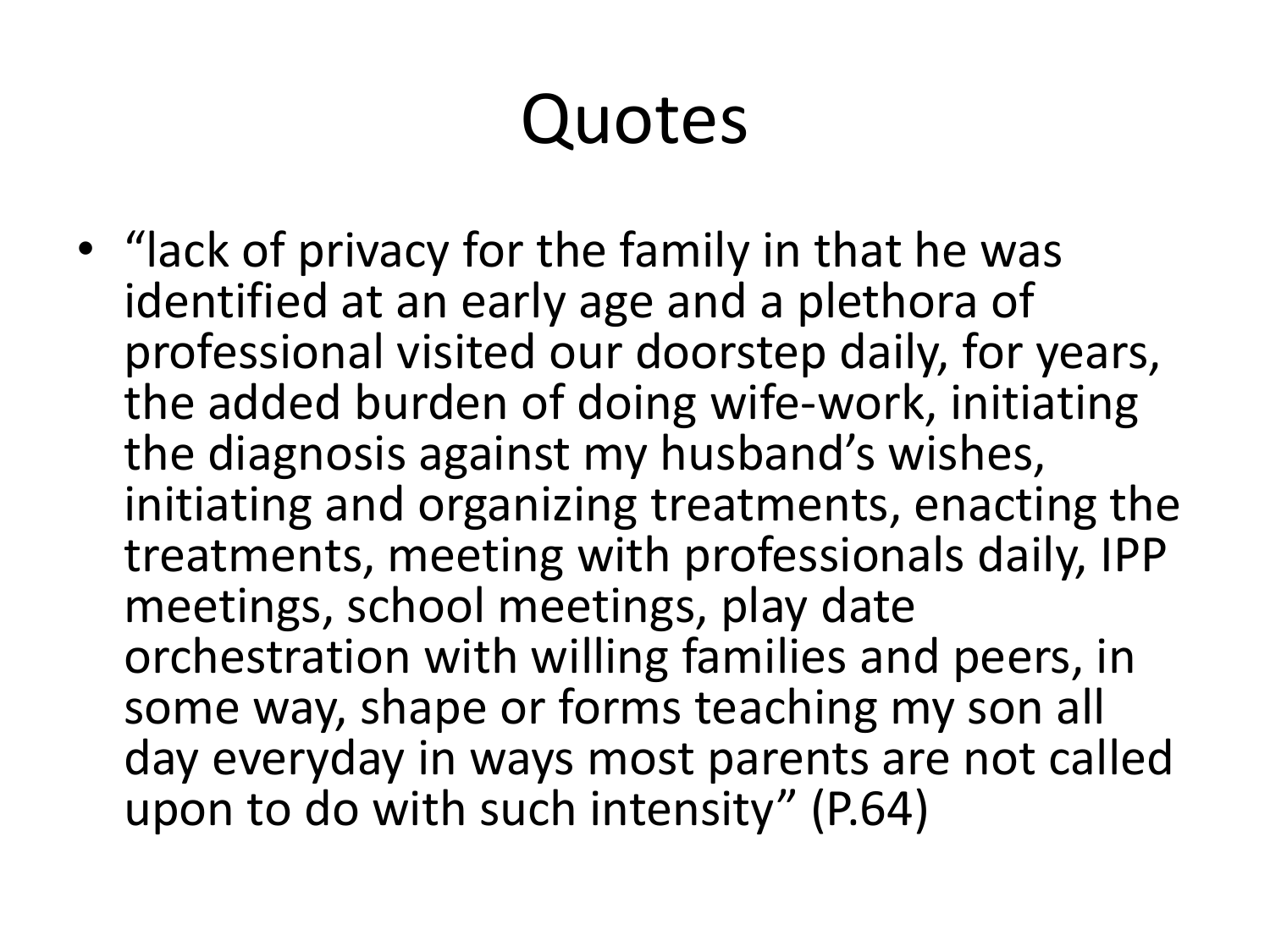# Quotes

- “lack of privacy for the family in that he was identified at an early age and a plethora of professional visited our doorstep daily, for years, the added burden of doing wife-work, initiating the diagnosis against my husband’s wishes, initiating and organizing treatments, enacting the treatments, meeting with professionals daily, IPP meetings, school meetings, play date orchestration with willing families and peers, in some way, shape or forms teaching my son all day everyday in ways most parents are not called upon to do with such intensity” (P.64)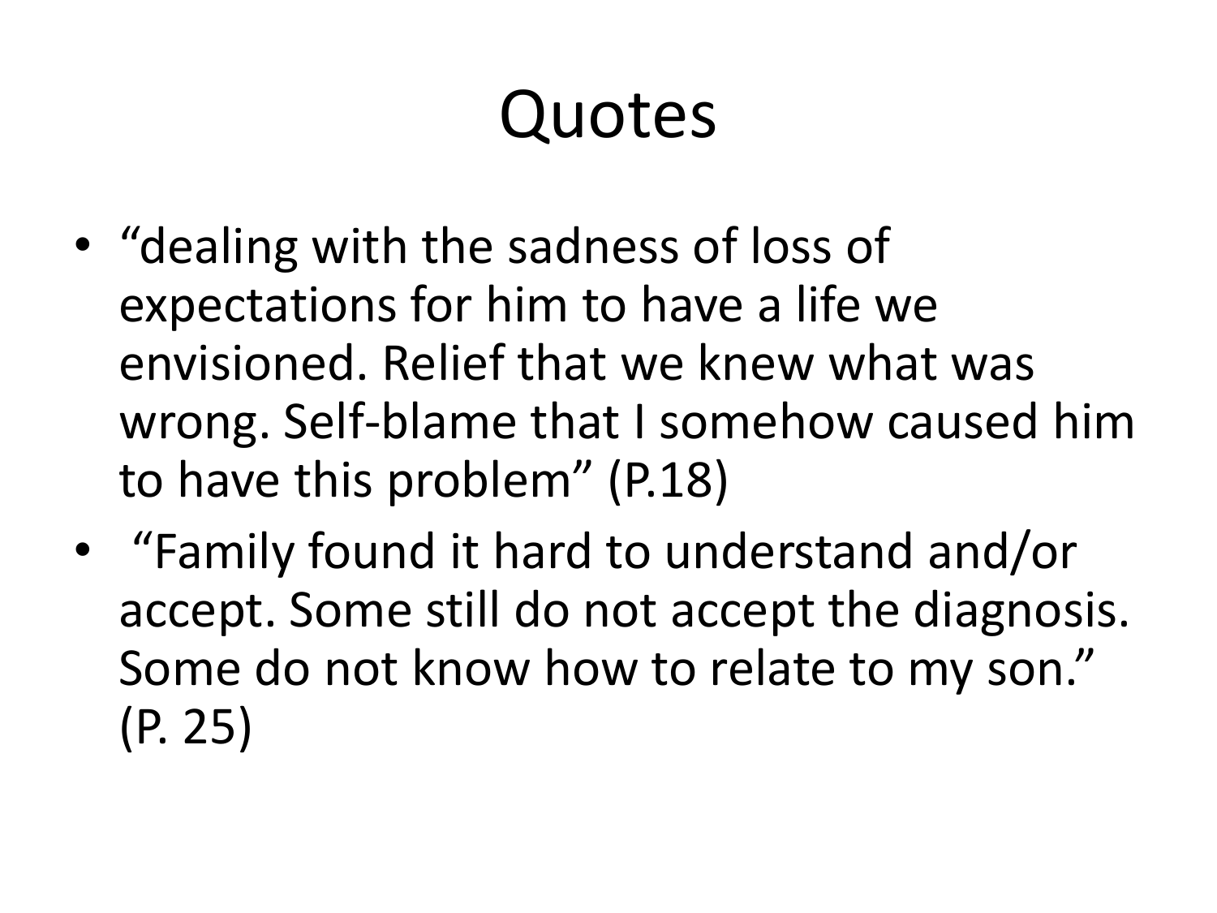# Quotes

- "dealing with the sadness of loss of expectations for him to have a life we envisioned. Relief that we knew what was wrong. Self-blame that I somehow caused him to have this problem" (P.18)
- "Family found it hard to understand and/or accept. Some still do not accept the diagnosis. Some do not know how to relate to my son." (P. 25)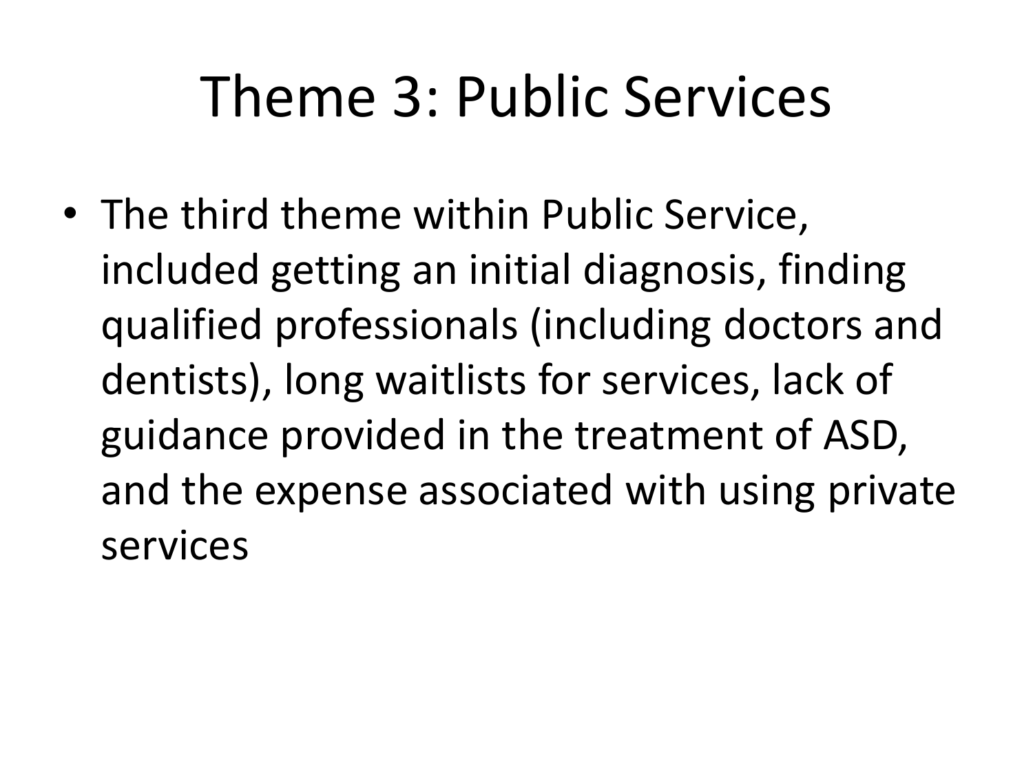# Theme 3: Public Services

- The third theme within Public Service, included getting an initial diagnosis, finding qualified professionals (including doctors and dentists), long waitlists for services, lack of guidance provided in the treatment of ASD, and the expense associated with using private services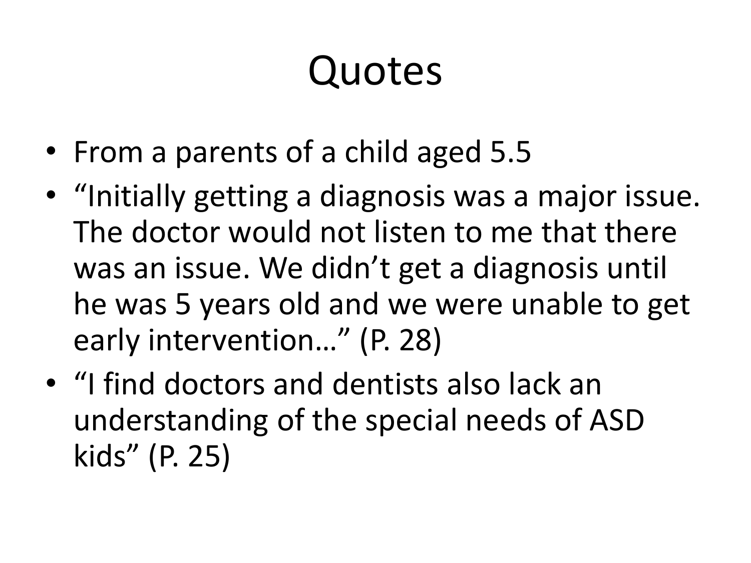# Quotes

- From a parents of a child aged 5.5
- "Initially getting a diagnosis was a major issue. The doctor would not listen to me that there was an issue. We didn't get a diagnosis until he was 5 years old and we were unable to get early intervention…" (P. 28)
- "I find doctors and dentists also lack an understanding of the special needs of ASD kids" (P. 25)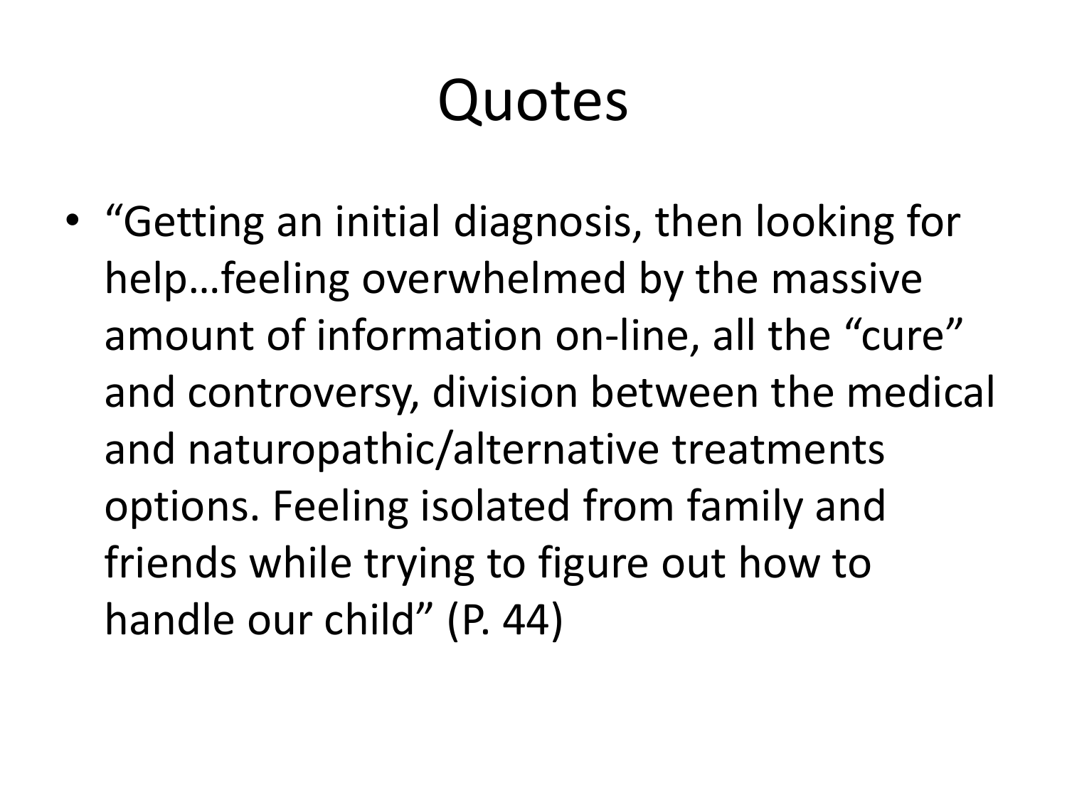# Quotes

- “Getting an initial diagnosis, then looking for help…feeling overwhelmed by the massive amount of information on-line, all the “cure” and controversy, division between the medical and naturopathic/alternative treatments options. Feeling isolated from family and friends while trying to figure out how to handle our child” (P. 44)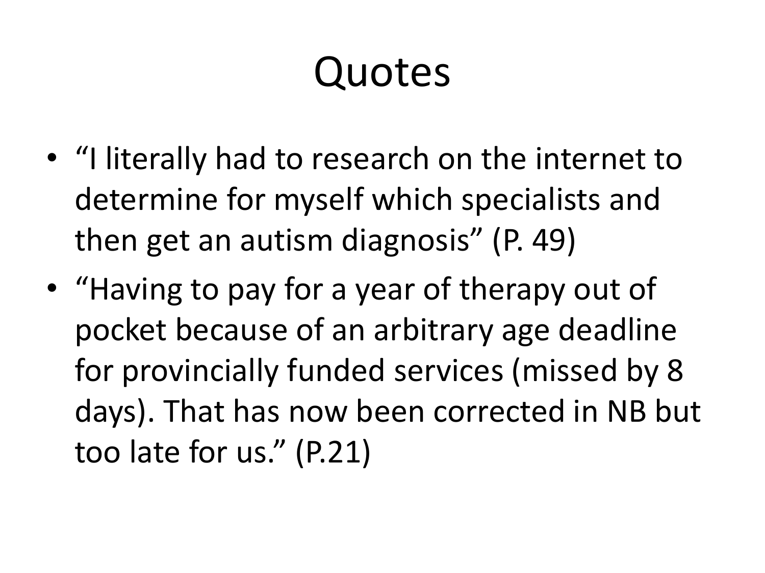# Quotes

- “I literally had to research on the internet to determine for myself which specialists and then get an autism diagnosis” (P. 49)
- “Having to pay for a year of therapy out of pocket because of an arbitrary age deadline for provincially funded services (missed by 8 days). That has now been corrected in NB but too late for us.” (P.21)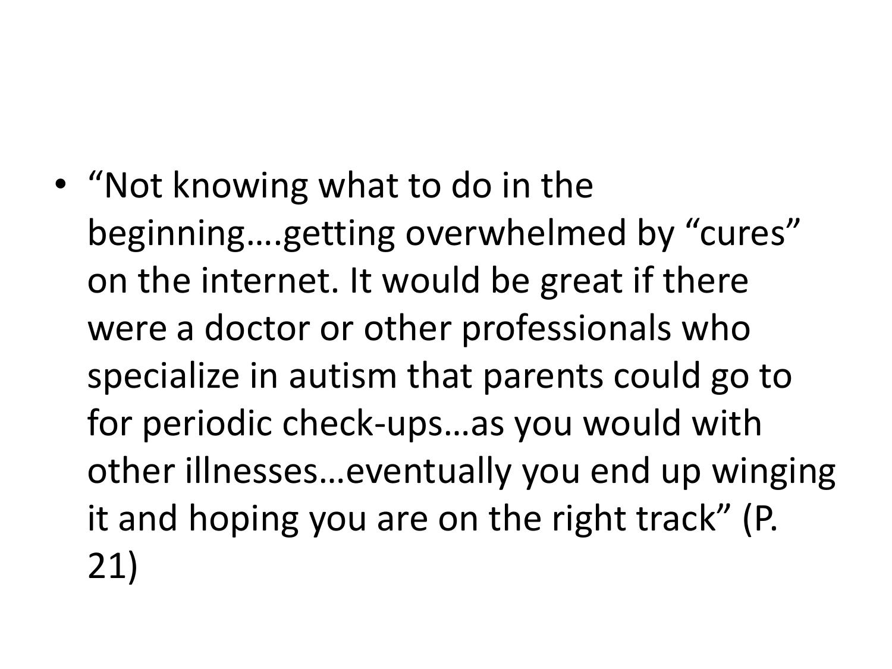- "Not knowing what to do in the beginning….getting overwhelmed by "cures" on the internet. It would be great if there were a doctor or other professionals who specialize in autism that parents could go to for periodic check-ups…as you would with other illnesses…eventually you end up winging it and hoping you are on the right track" (P. 21)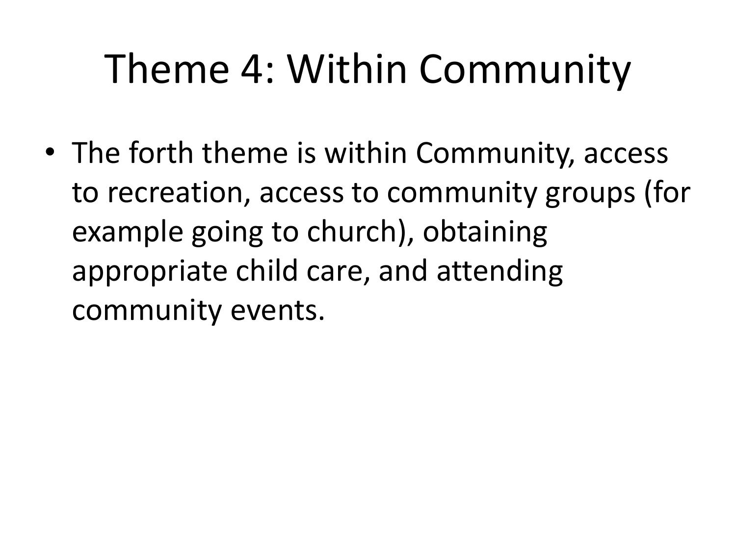# Theme 4: Within Community

- The forth theme is within Community, access to recreation, access to community groups (for example going to church), obtaining appropriate child care, and attending community events.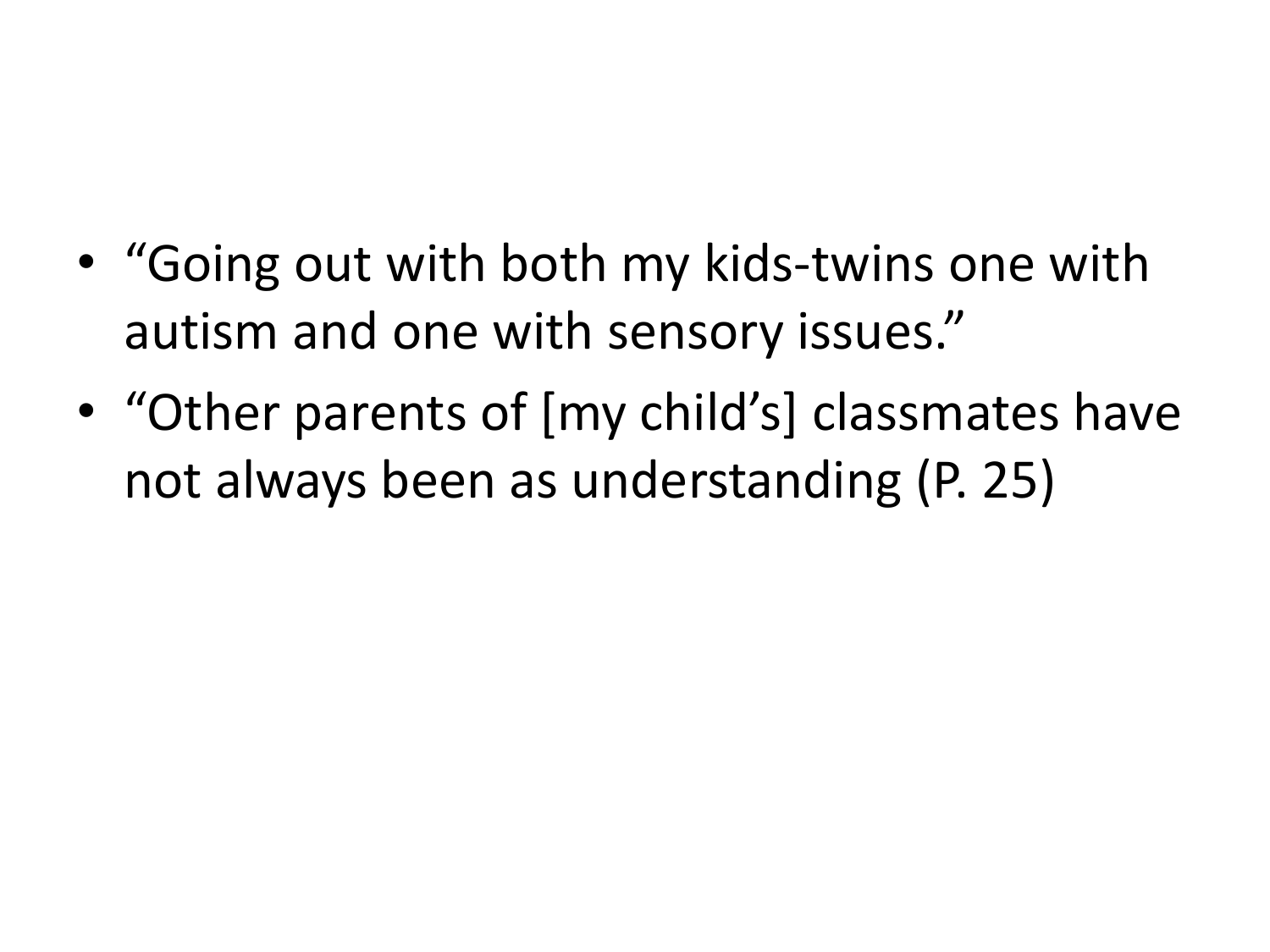- “Going out with both my kids-twins one with autism and one with sensory issues.”
- “Other parents of [my child’s] classmates have not always been as understanding (P. 25)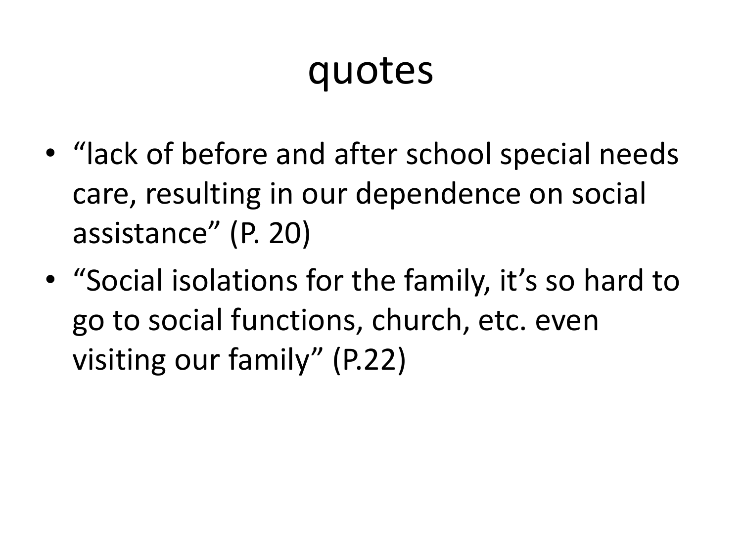# quotes

- "lack of before and after school special needs care, resulting in our dependence on social assistance" (P. 20)
- "Social isolations for the family, it's so hard to go to social functions, church, etc. even visiting our family" (P.22)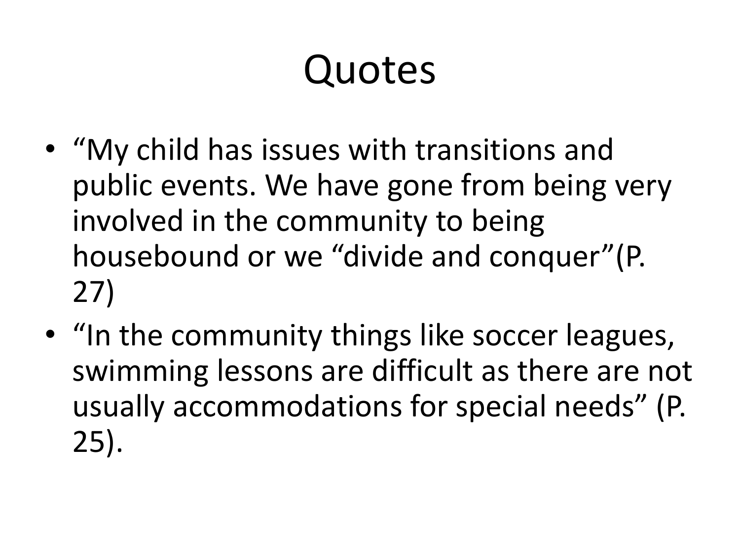# Quotes

- “My child has issues with transitions and public events. We have gone from being very involved in the community to being housebound or we “divide and conquer”(P. 27)
- “In the community things like soccer leagues, swimming lessons are difficult as there are not usually accommodations for special needs” (P. 25).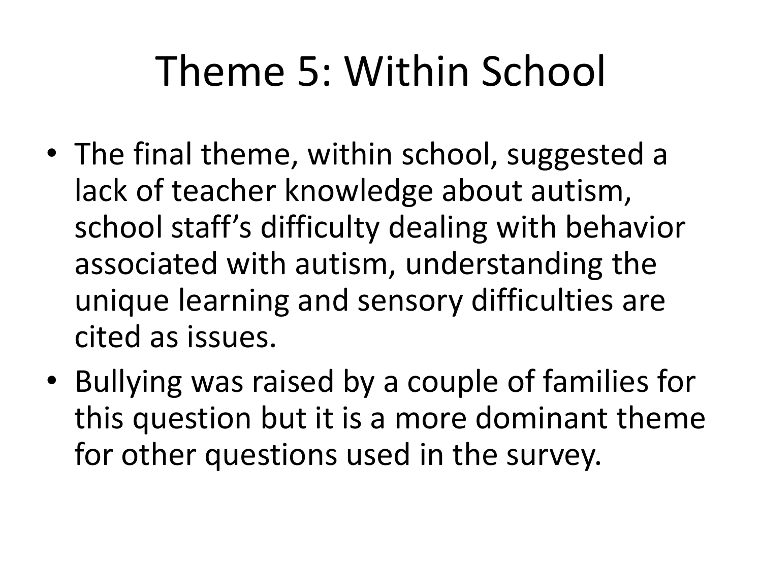# Theme 5: Within School

- The final theme, within school, suggested a lack of teacher knowledge about autism, school staff's difficulty dealing with behavior associated with autism, understanding the unique learning and sensory difficulties are cited as issues.
- Bullying was raised by a couple of families for this question but it is a more dominant theme for other questions used in the survey.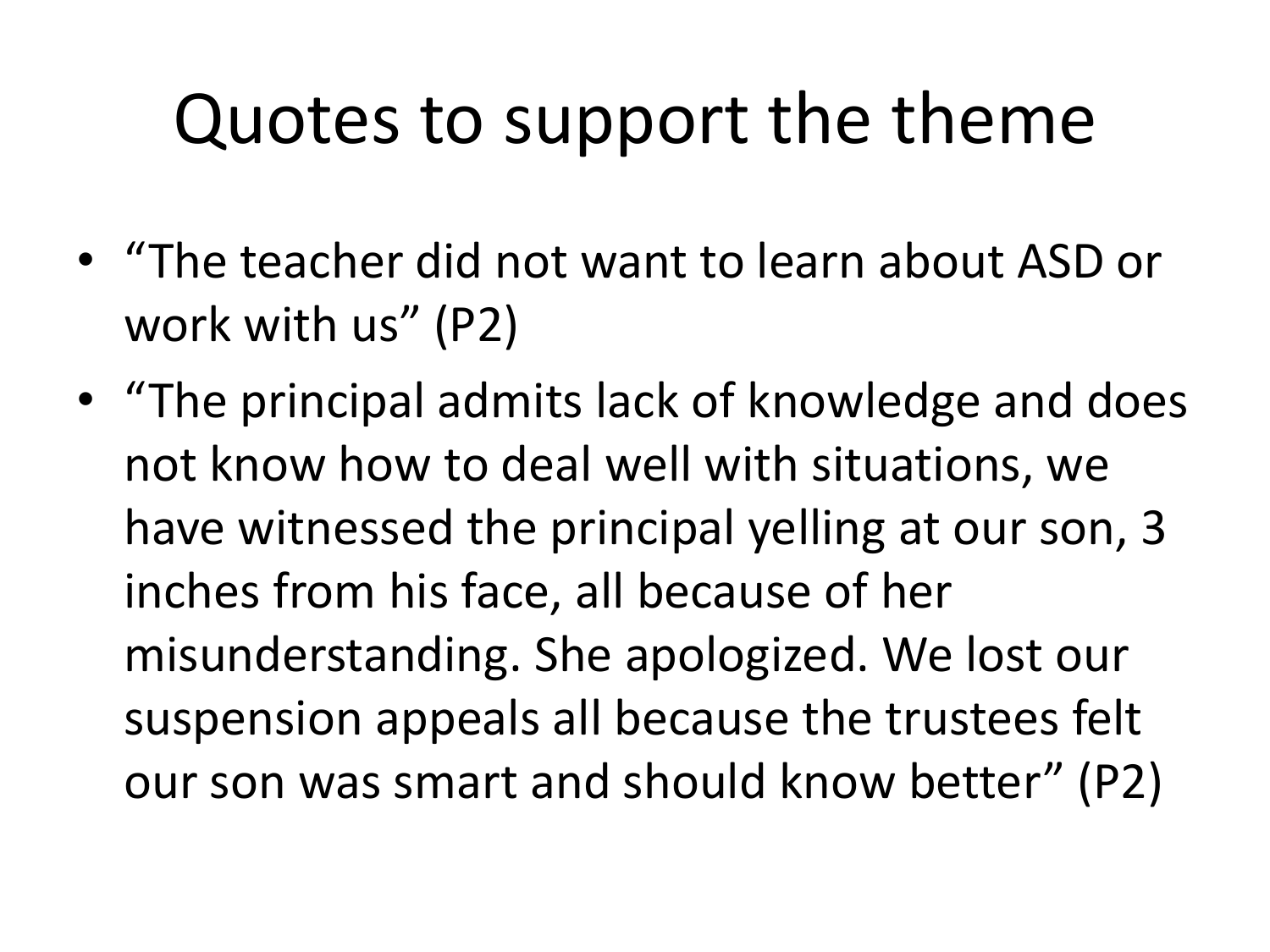# Quotes to support the theme

- "The teacher did not want to learn about ASD or work with us" (P2)
- "The principal admits lack of knowledge and does not know how to deal well with situations, we have witnessed the principal yelling at our son, 3 inches from his face, all because of her misunderstanding. She apologized. We lost our suspension appeals all because the trustees felt our son was smart and should know better" (P2)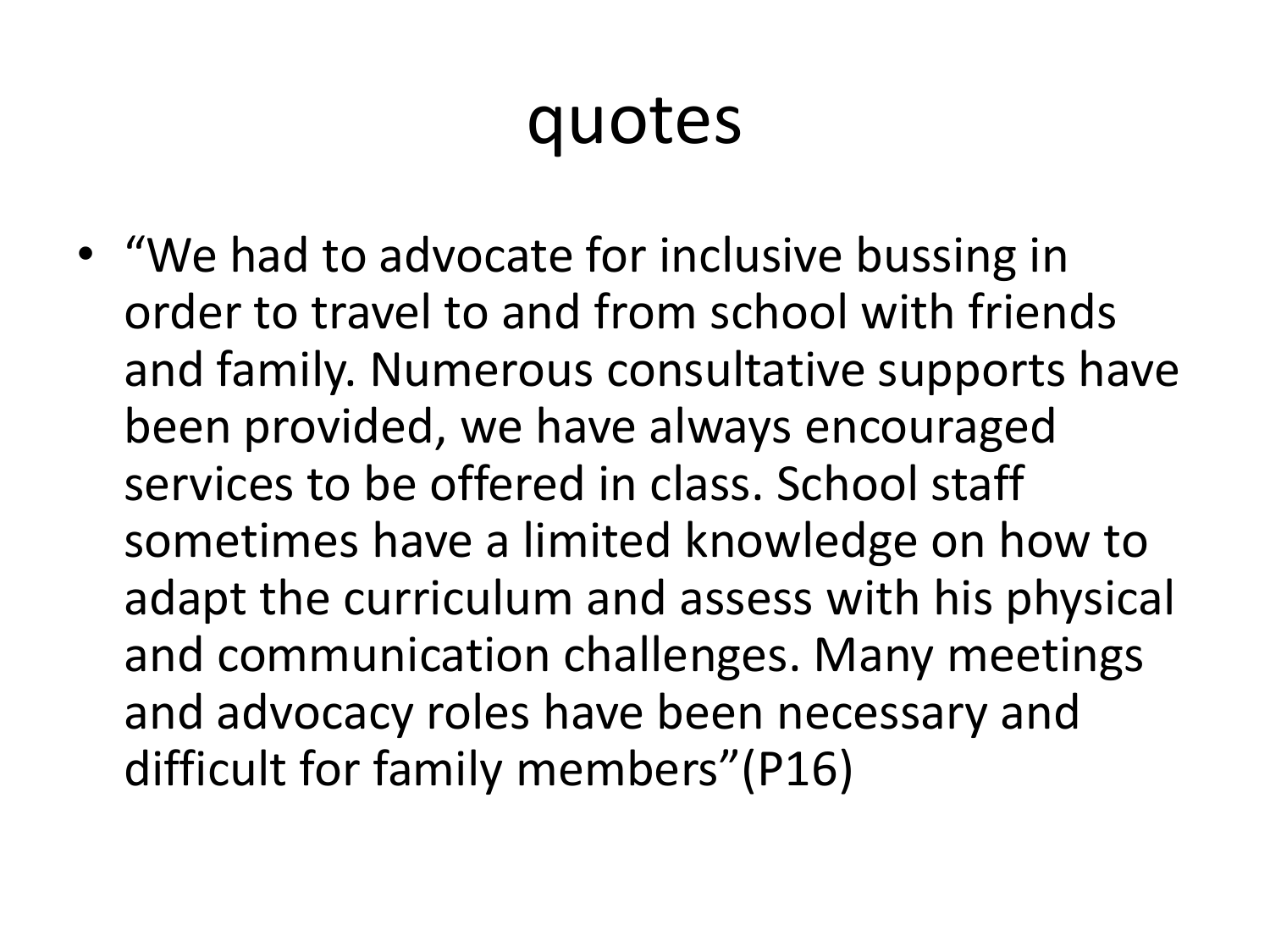# quotes

- "We had to advocate for inclusive bussing in order to travel to and from school with friends and family. Numerous consultative supports have been provided, we have always encouraged services to be offered in class. School staff sometimes have a limited knowledge on how to adapt the curriculum and assess with his physical and communication challenges. Many meetings and advocacy roles have been necessary and difficult for family members"(P16)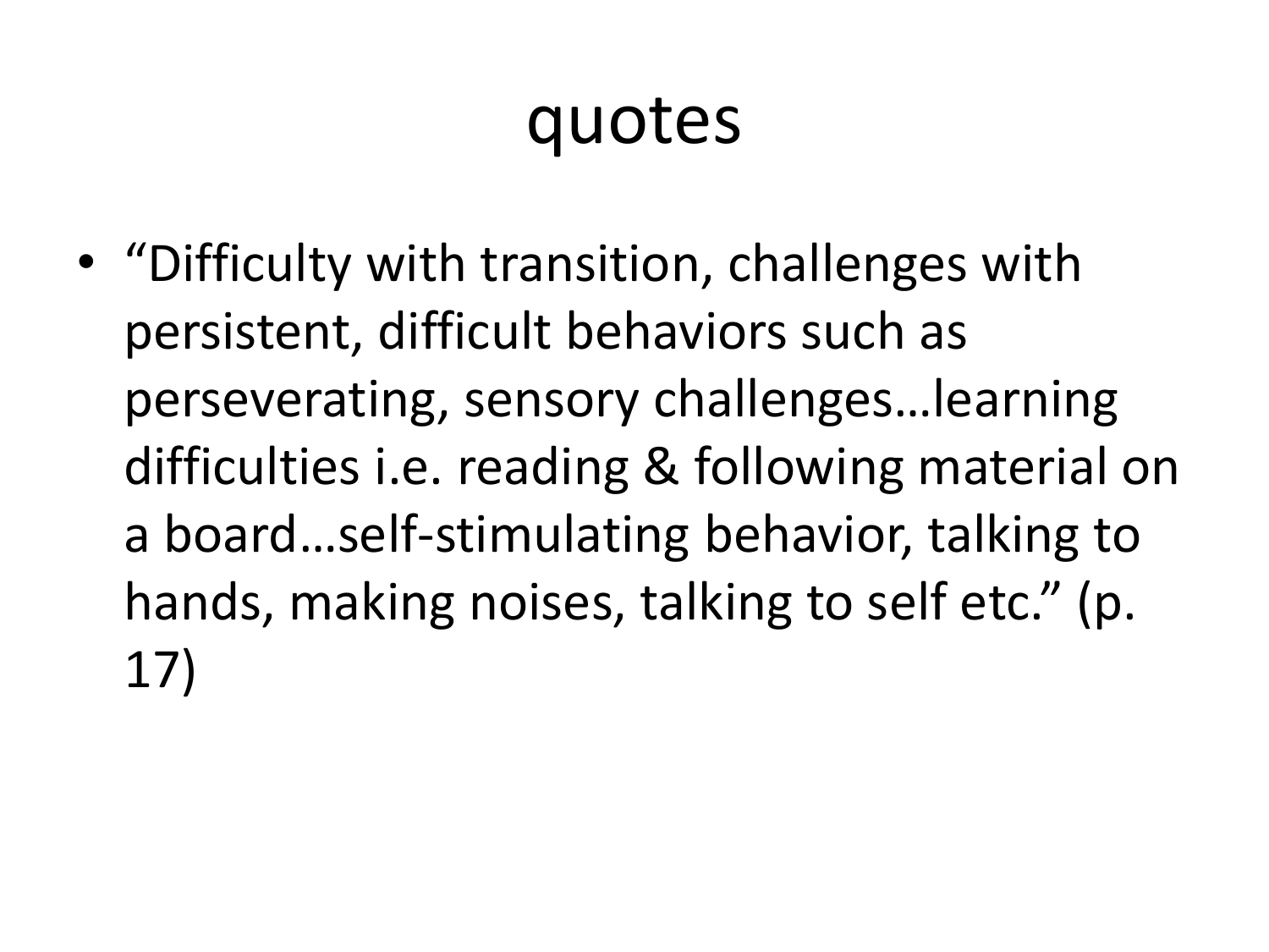# quotes

- "Difficulty with transition, challenges with persistent, difficult behaviors such as perseverating, sensory challenges…learning difficulties i.e. reading & following material on a board…self-stimulating behavior, talking to hands, making noises, talking to self etc." (p. 17)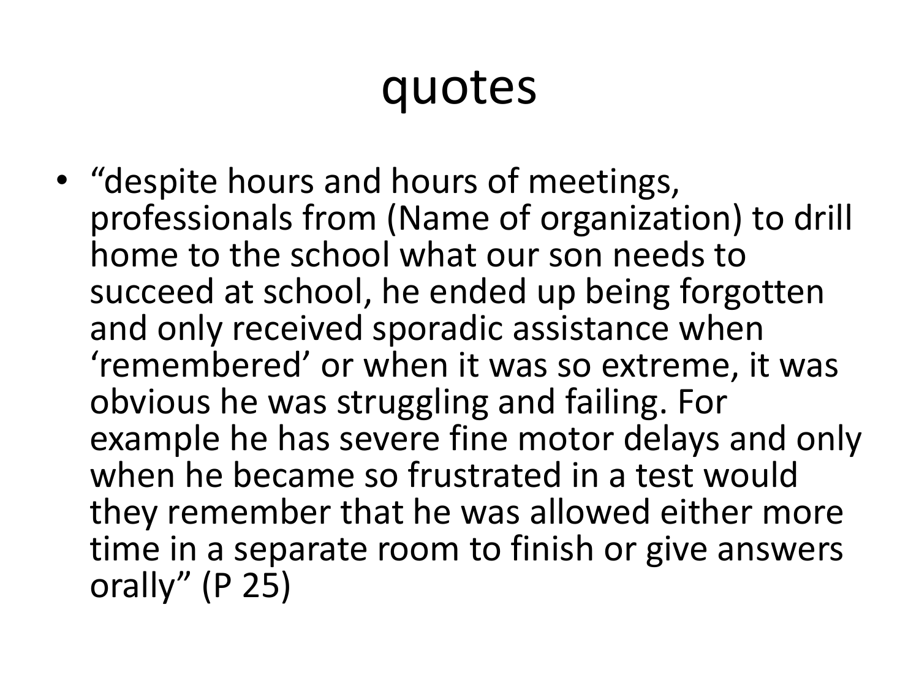# quotes

- “despite hours and hours of meetings, professionals from (Name of organization) to drill home to the school what our son needs to succeed at school, he ended up being forgotten and only received sporadic assistance when ‘remembered’ or when it was so extreme, it was obvious he was struggling and failing. For example he has severe fine motor delays and only when he became so frustrated in a test would they remember that he was allowed either more time in a separate room to finish or give answers orally” (P 25)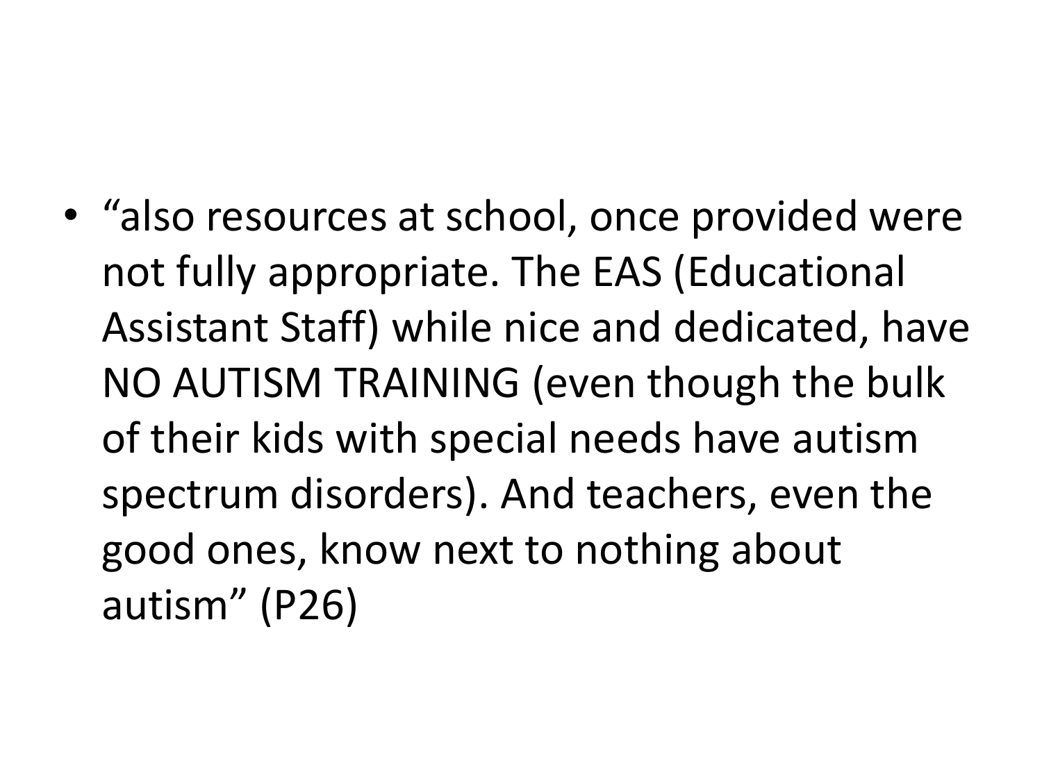- "also resources at school, once provided were not fully appropriate. The EAS (Educational Assistant Staff) while nice and dedicated, have NO AUTISM TRAINING (even though the bulk of their kids with special needs have autism spectrum disorders). And teachers, even the good ones, know next to nothing about autism" (P26)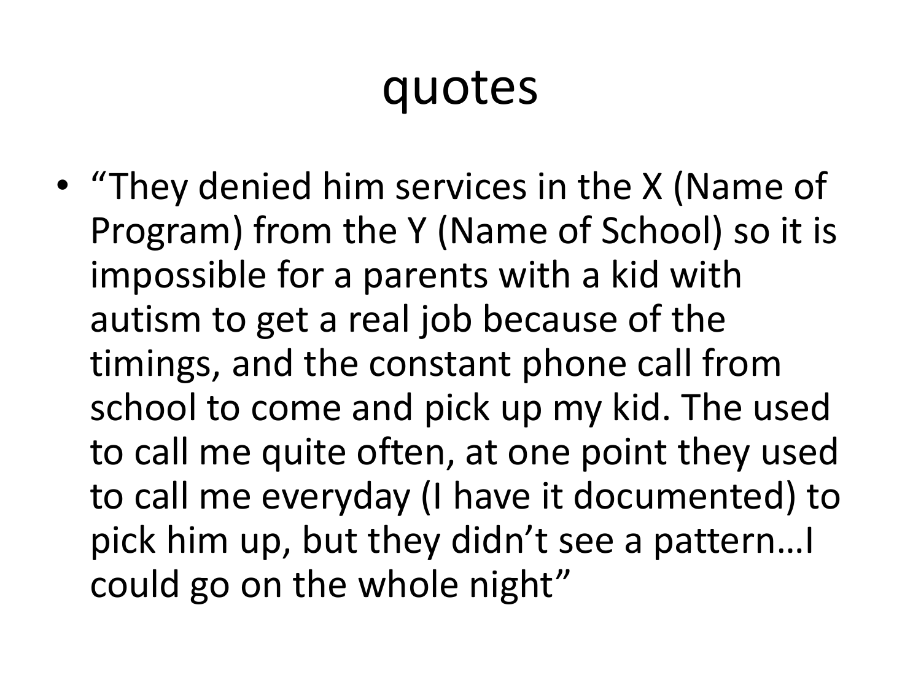# quotes

- "They denied him services in the X (Name of Program) from the Y (Name of School) so it is impossible for a parents with a kid with autism to get a real job because of the timings, and the constant phone call from school to come and pick up my kid. The used to call me quite often, at one point they used to call me everyday (I have it documented) to pick him up, but they didn't see a pattern…I could go on the whole night"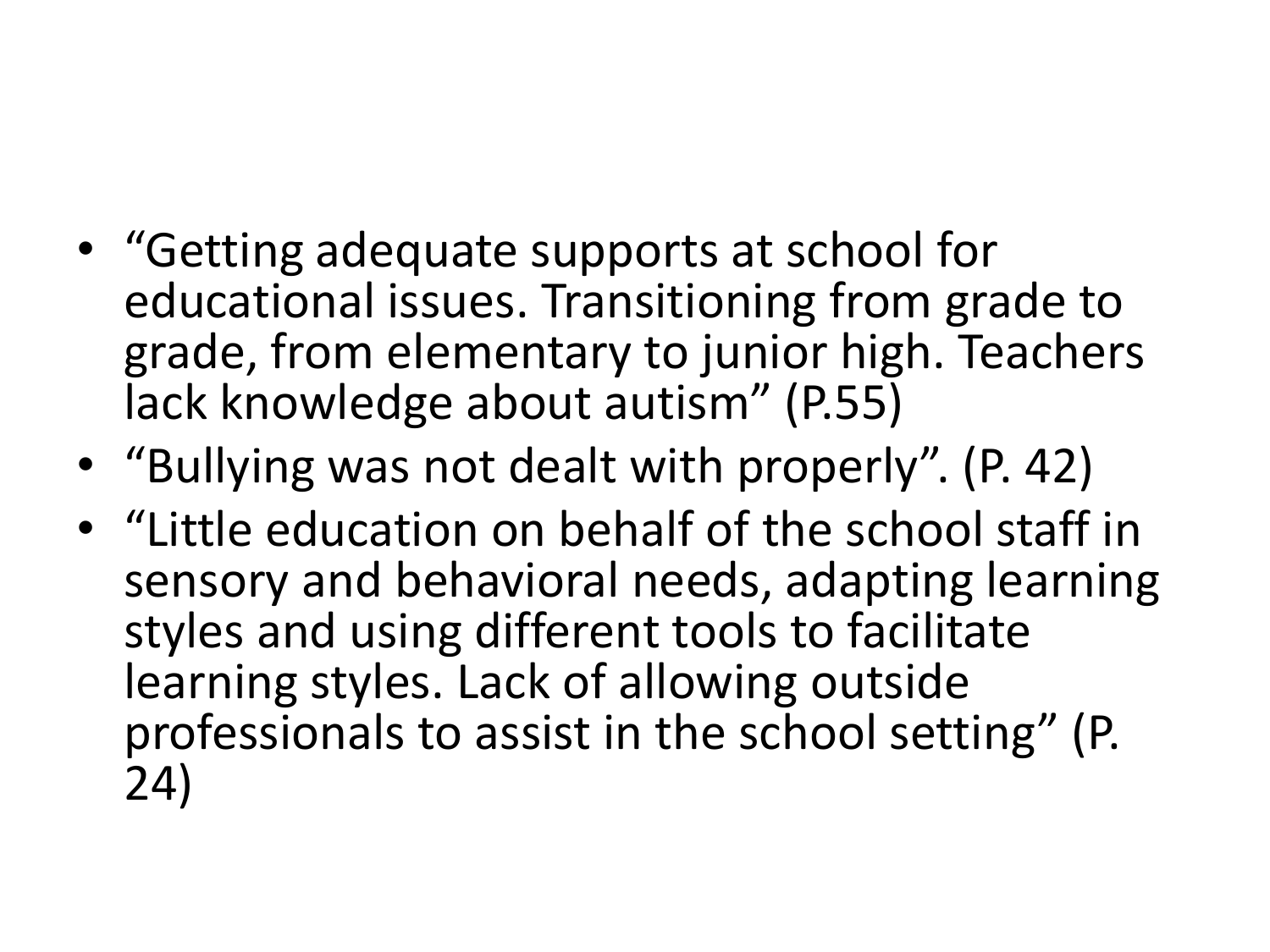- "Getting adequate supports at school for educational issues. Transitioning from grade to grade, from elementary to junior high. Teachers lack knowledge about autism" (P.55)
- "Bullying was not dealt with properly". (P. 42)
- "Little education on behalf of the school staff in sensory and behavioral needs, adapting learning styles and using different tools to facilitate learning styles. Lack of allowing outside professionals to assist in the school setting" (P. 24)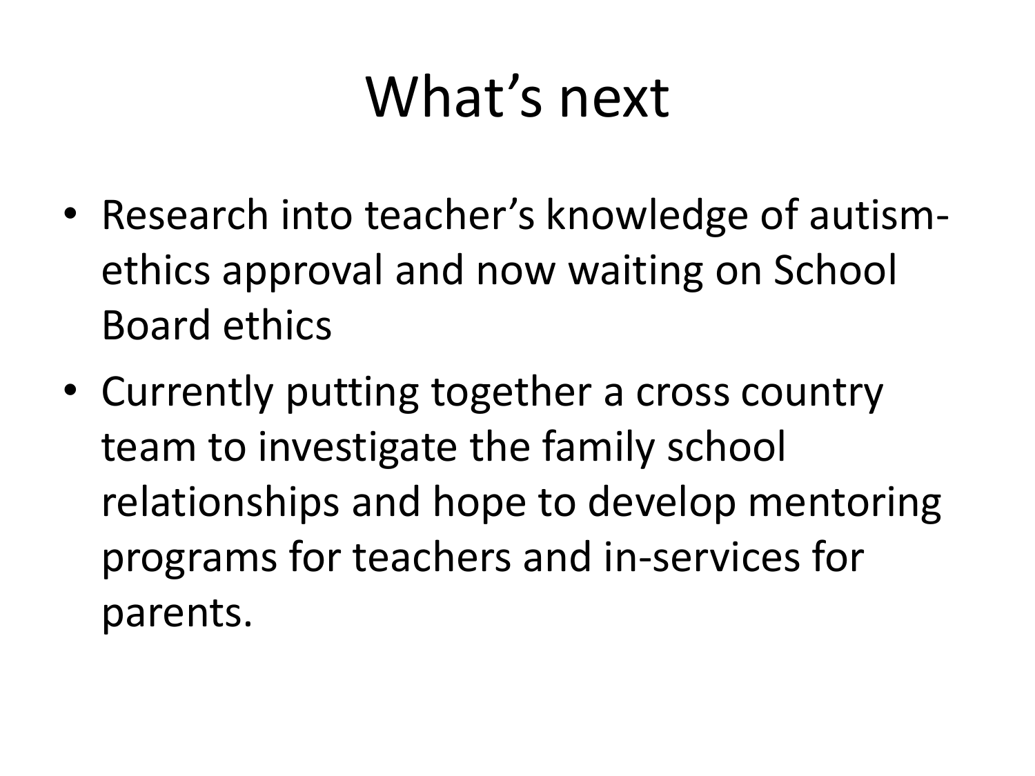# What's next

- Research into teacher's knowledge of autism- ethics approval and now waiting on School Board ethics
- Currently putting together a cross country team to investigate the family school relationships and hope to develop mentoring programs for teachers and in-services for parents.